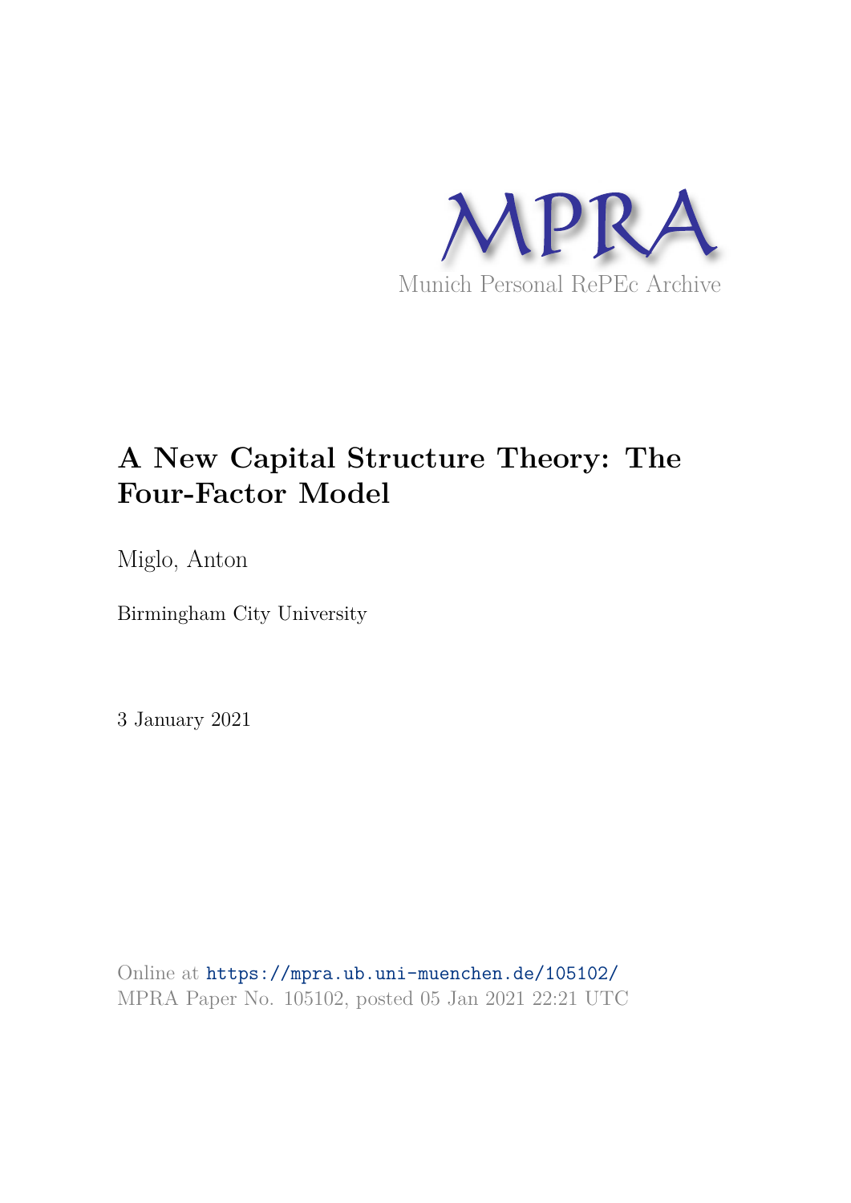MPRA

Munich Personal RePEc Archive

# A New Capital Structure Theory: The Four-Factor Model

Miglo, Anton

Birmingham City University

3 January 2021

Online at https://mpra.ub.uni-muenchen.de/105102/
MPRA Paper No. 105102, posted 05 Jan 2021 22:21 UTC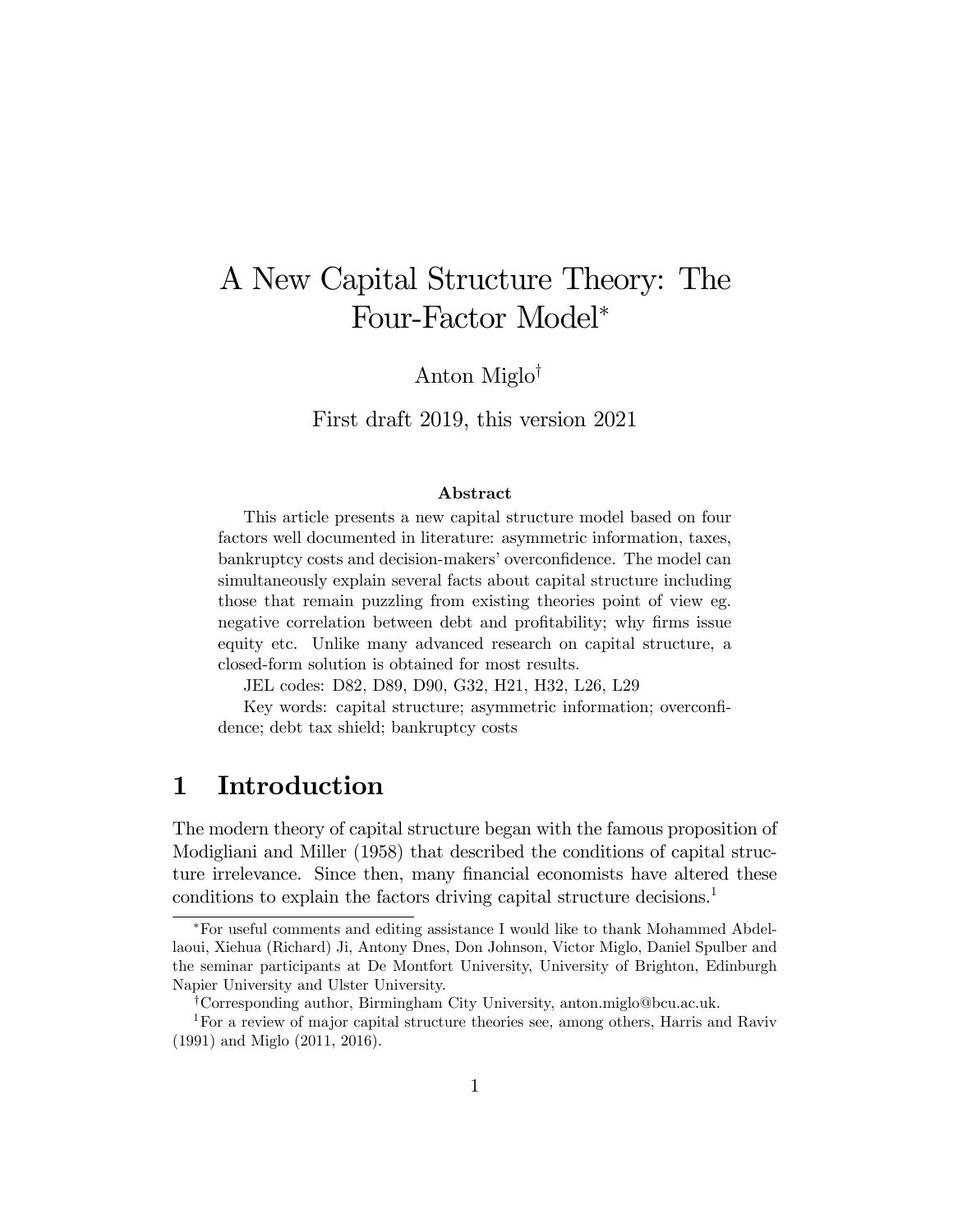# A New Capital Structure Theory: The Four-Factor Model*

Anton Miglo†

First draft 2019, this version 2021

**Abstract**

This article presents a new capital structure model based on four factors well documented in literature: asymmetric information, taxes, bankruptcy costs and decision-makers' overconfidence. The model can simultaneously explain several facts about capital structure including those that remain puzzling from existing theories point of view eg. negative correlation between debt and profitability; why firms issue equity etc. Unlike many advanced research on capital structure, a closed-form solution is obtained for most results.

JEL codes: D82, D89, D90, G32, H21, H32, L26, L29

Key words: capital structure; asymmetric information; overconfidence; debt tax shield; bankruptcy costs

## 1 Introduction

The modern theory of capital structure began with the famous proposition of Modigliani and Miller (1958) that described the conditions of capital structure irrelevance. Since then, many financial economists have altered these conditions to explain the factors driving capital structure decisions.[1]

*For useful comments and editing assistance I would like to thank Mohammed Abdellaoui, Xiehua (Richard) Ji, Antony Dnes, Don Johnson, Victor Miglo, Daniel Spulber and the seminar participants at De Montfort University, University of Brighton, Edinburgh Napier University and Ulster University.

†Corresponding author, Birmingham City University, anton.miglo@bcu.ac.uk.

[1] For a review of major capital structure theories see, among others, Harris and Raviv (1991) and Miglo (2011, 2016).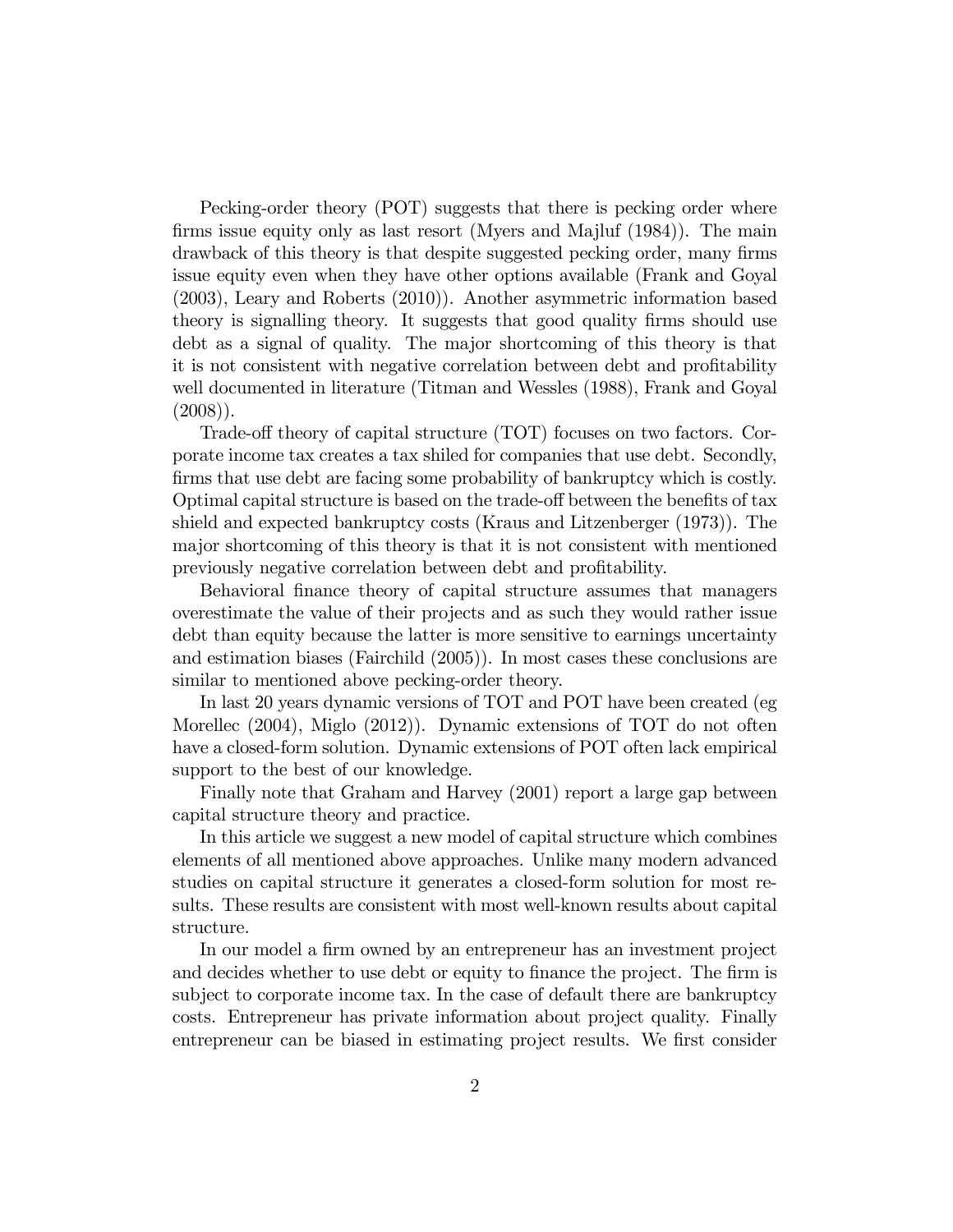Pecking-order theory (POT) suggests that there is pecking order where firms issue equity only as last resort (Myers and Majluf (1984)). The main drawback of this theory is that despite suggested pecking order, many firms issue equity even when they have other options available (Frank and Goyal (2003), Leary and Roberts (2010)). Another asymmetric information based theory is signalling theory. It suggests that good quality firms should use debt as a signal of quality. The major shortcoming of this theory is that it is not consistent with negative correlation between debt and profitability well documented in literature (Titman and Wessles (1988), Frank and Goyal (2008)).

Trade-off theory of capital structure (TOT) focuses on two factors. Corporate income tax creates a tax shiled for companies that use debt. Secondly, firms that use debt are facing some probability of bankruptcy which is costly. Optimal capital structure is based on the trade-off between the benefits of tax shield and expected bankruptcy costs (Kraus and Litzenberger (1973)). The major shortcoming of this theory is that it is not consistent with mentioned previously negative correlation between debt and profitability.

Behavioral finance theory of capital structure assumes that managers overestimate the value of their projects and as such they would rather issue debt than equity because the latter is more sensitive to earnings uncertainty and estimation biases (Fairchild (2005)). In most cases these conclusions are similar to mentioned above pecking-order theory.

In last 20 years dynamic versions of TOT and POT have been created (eg Morellec (2004), Miglo (2012)). Dynamic extensions of TOT do not often have a closed-form solution. Dynamic extensions of POT often lack empirical support to the best of our knowledge.

Finally note that Graham and Harvey (2001) report a large gap between capital structure theory and practice.

In this article we suggest a new model of capital structure which combines elements of all mentioned above approaches. Unlike many modern advanced studies on capital structure it generates a closed-form solution for most results. These results are consistent with most well-known results about capital structure.

In our model a firm owned by an entrepreneur has an investment project and decides whether to use debt or equity to finance the project. The firm is subject to corporate income tax. In the case of default there are bankruptcy costs. Entrepreneur has private information about project quality. Finally entrepreneur can be biased in estimating project results. We first consider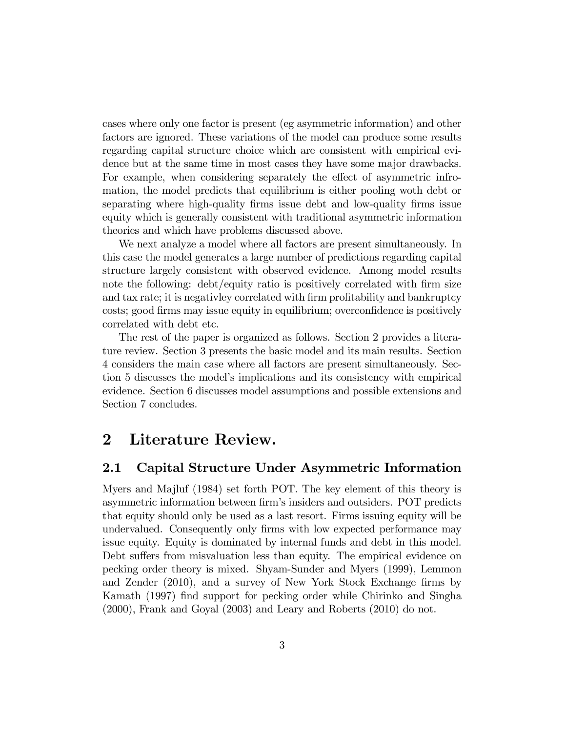cases where only one factor is present (eg asymmetric information) and other factors are ignored. These variations of the model can produce some results regarding capital structure choice which are consistent with empirical evidence but at the same time in most cases they have some major drawbacks. For example, when considering separately the effect of asymmetric infromation, the model predicts that equilibrium is either pooling woth debt or separating where high-quality firms issue debt and low-quality firms issue equity which is generally consistent with traditional asymmetric information theories and which have problems discussed above.

We next analyze a model where all factors are present simultaneously. In this case the model generates a large number of predictions regarding capital structure largely consistent with observed evidence. Among model results note the following: debt/equity ratio is positively correlated with firm size and tax rate; it is negativley correlated with firm profitability and bankruptcy costs; good firms may issue equity in equilibrium; overconfidence is positively correlated with debt etc.

The rest of the paper is organized as follows. Section 2 provides a literature review. Section 3 presents the basic model and its main results. Section 4 considers the main case where all factors are present simultaneously. Section 5 discusses the model's implications and its consistency with empirical evidence. Section 6 discusses model assumptions and possible extensions and Section 7 concludes.

# 2 Literature Review.

## 2.1 Capital Structure Under Asymmetric Information

Myers and Majluf (1984) set forth POT. The key element of this theory is asymmetric information between firm's insiders and outsiders. POT predicts that equity should only be used as a last resort. Firms issuing equity will be undervalued. Consequently only firms with low expected performance may issue equity. Equity is dominated by internal funds and debt in this model. Debt suffers from misvaluation less than equity. The empirical evidence on pecking order theory is mixed. Shyam-Sunder and Myers (1999), Lemmon and Zender (2010), and a survey of New York Stock Exchange firms by Kamath (1997) find support for pecking order while Chirinko and Singha (2000), Frank and Goyal (2003) and Leary and Roberts (2010) do not.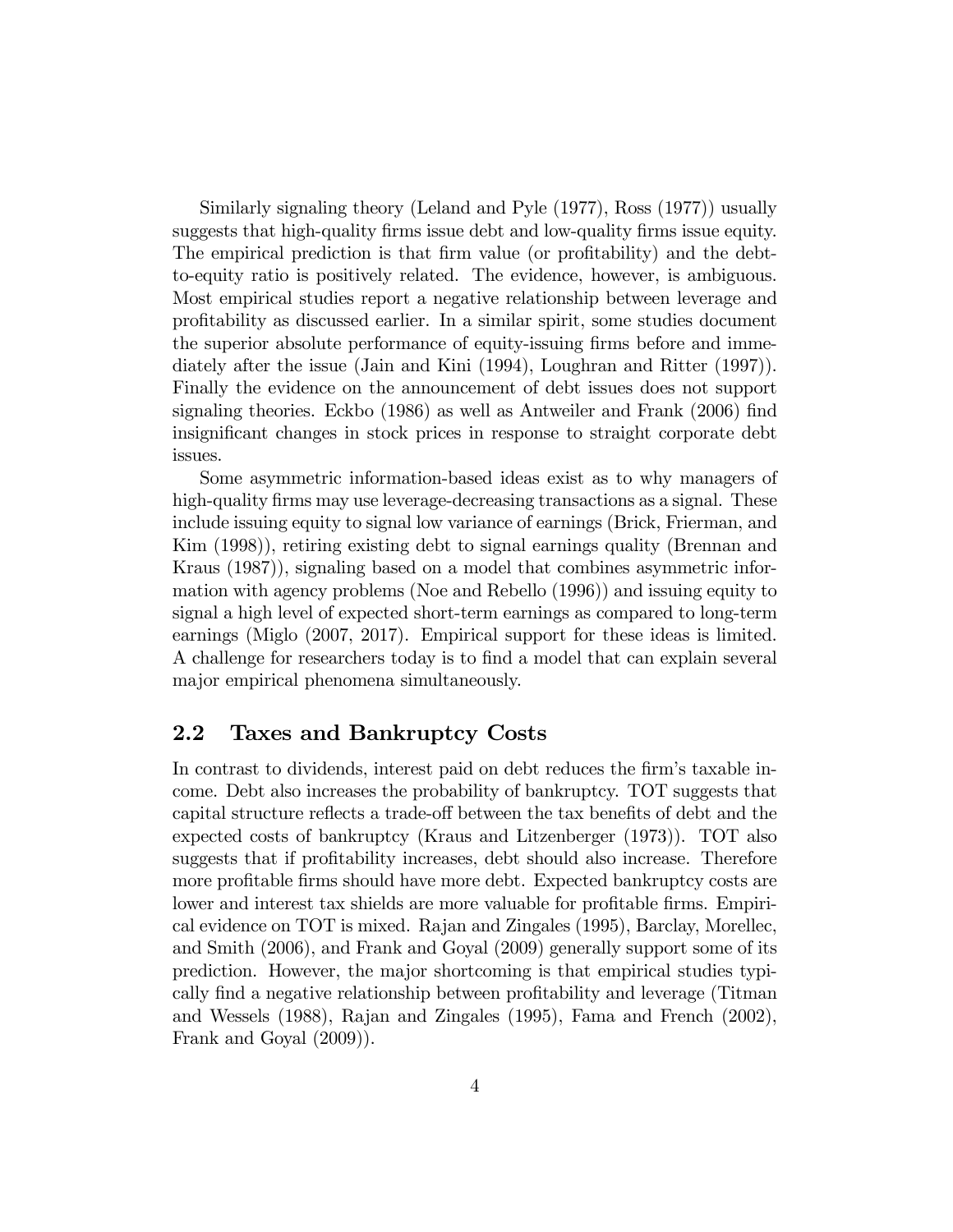Similarly signaling theory (Leland and Pyle (1977), Ross (1977)) usually suggests that high-quality firms issue debt and low-quality firms issue equity. The empirical prediction is that firm value (or profitability) and the debt-to-equity ratio is positively related. The evidence, however, is ambiguous. Most empirical studies report a negative relationship between leverage and profitability as discussed earlier. In a similar spirit, some studies document the superior absolute performance of equity-issuing firms before and immediately after the issue (Jain and Kini (1994), Loughran and Ritter (1997)). Finally the evidence on the announcement of debt issues does not support signaling theories. Eckbo (1986) as well as Antweiler and Frank (2006) find insignificant changes in stock prices in response to straight corporate debt issues.

Some asymmetric information-based ideas exist as to why managers of high-quality firms may use leverage-decreasing transactions as a signal. These include issuing equity to signal low variance of earnings (Brick, Frierman, and Kim (1998)), retiring existing debt to signal earnings quality (Brennan and Kraus (1987)), signaling based on a model that combines asymmetric information with agency problems (Noe and Rebello (1996)) and issuing equity to signal a high level of expected short-term earnings as compared to long-term earnings (Miglo (2007, 2017). Empirical support for these ideas is limited. A challenge for researchers today is to find a model that can explain several major empirical phenomena simultaneously.

## 2.2 Taxes and Bankruptcy Costs

In contrast to dividends, interest paid on debt reduces the firm's taxable income. Debt also increases the probability of bankruptcy. TOT suggests that capital structure reflects a trade-off between the tax benefits of debt and the expected costs of bankruptcy (Kraus and Litzenberger (1973)). TOT also suggests that if profitability increases, debt should also increase. Therefore more profitable firms should have more debt. Expected bankruptcy costs are lower and interest tax shields are more valuable for profitable firms. Empirical evidence on TOT is mixed. Rajan and Zingales (1995), Barclay, Morellec, and Smith (2006), and Frank and Goyal (2009) generally support some of its prediction. However, the major shortcoming is that empirical studies typically find a negative relationship between profitability and leverage (Titman and Wessels (1988), Rajan and Zingales (1995), Fama and French (2002), Frank and Goyal (2009)).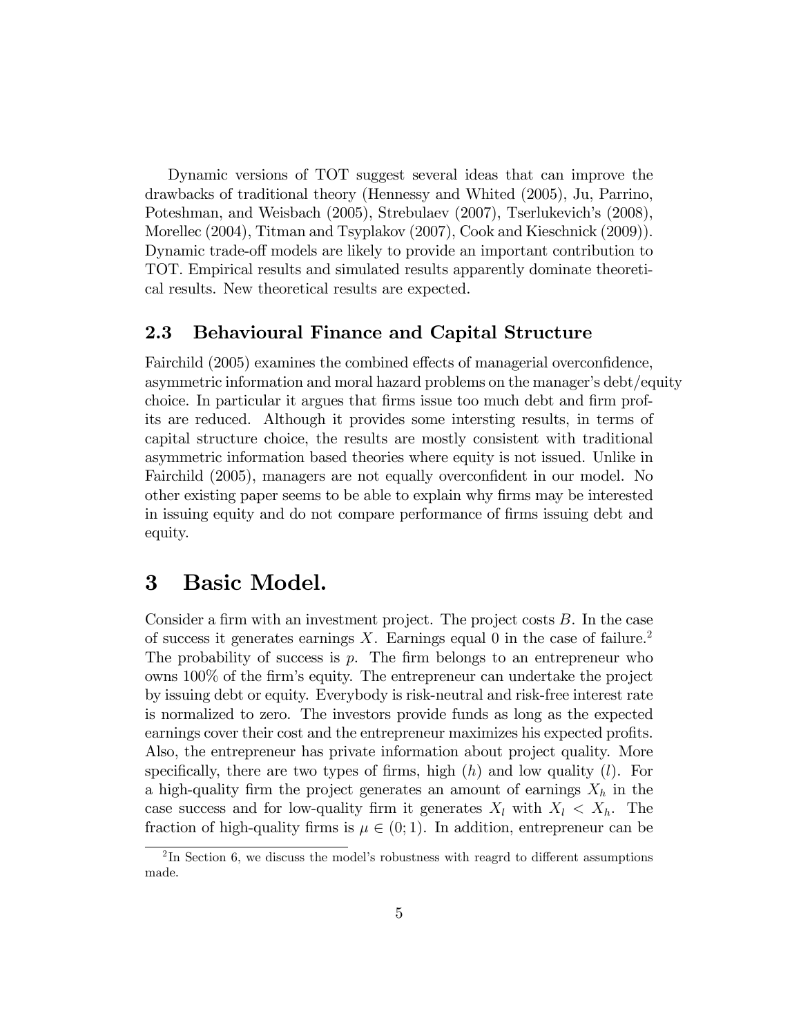Dynamic versions of TOT suggest several ideas that can improve the drawbacks of traditional theory (Hennessy and Whited (2005), Ju, Parrino, Poteshman, and Weisbach (2005), Strebulaev (2007), Tserlukevich's (2008), Morellec (2004), Titman and Tsyplakov (2007), Cook and Kieschnick (2009)). Dynamic trade-off models are likely to provide an important contribution to TOT. Empirical results and simulated results apparently dominate theoretical results. New theoretical results are expected.

### 2.3 Behavioural Finance and Capital Structure

Fairchild (2005) examines the combined effects of managerial overconfidence, asymmetric information and moral hazard problems on the manager's debt/equity choice. In particular it argues that firms issue too much debt and firm profits are reduced. Although it provides some intersting results, in terms of capital structure choice, the results are mostly consistent with traditional asymmetric information based theories where equity is not issued. Unlike in Fairchild (2005), managers are not equally overconfident in our model. No other existing paper seems to be able to explain why firms may be interested in issuing equity and do not compare performance of firms issuing debt and equity.

## 3 Basic Model.

Consider a firm with an investment project. The project costs $B$. In the case of success it generates earnings $X$. Earnings equal 0 in the case of failure.[2] The probability of success is $p$. The firm belongs to an entrepreneur who owns 100% of the firm's equity. The entrepreneur can undertake the project by issuing debt or equity. Everybody is risk-neutral and risk-free interest rate is normalized to zero. The investors provide funds as long as the expected earnings cover their cost and the entrepreneur maximizes his expected profits. Also, the entrepreneur has private information about project quality. More specifically, there are two types of firms, high ($h$) and low quality ($l$). For a high-quality firm the project generates an amount of earnings $X_h$ in the case success and for low-quality firm it generates $X_l$ with $X_l < X_h$. The fraction of high-quality firms is $\mu \in (0; 1)$. In addition, entrepreneur can be

[2] In Section 6, we discuss the model's robustness with reagrd to different assumptions made.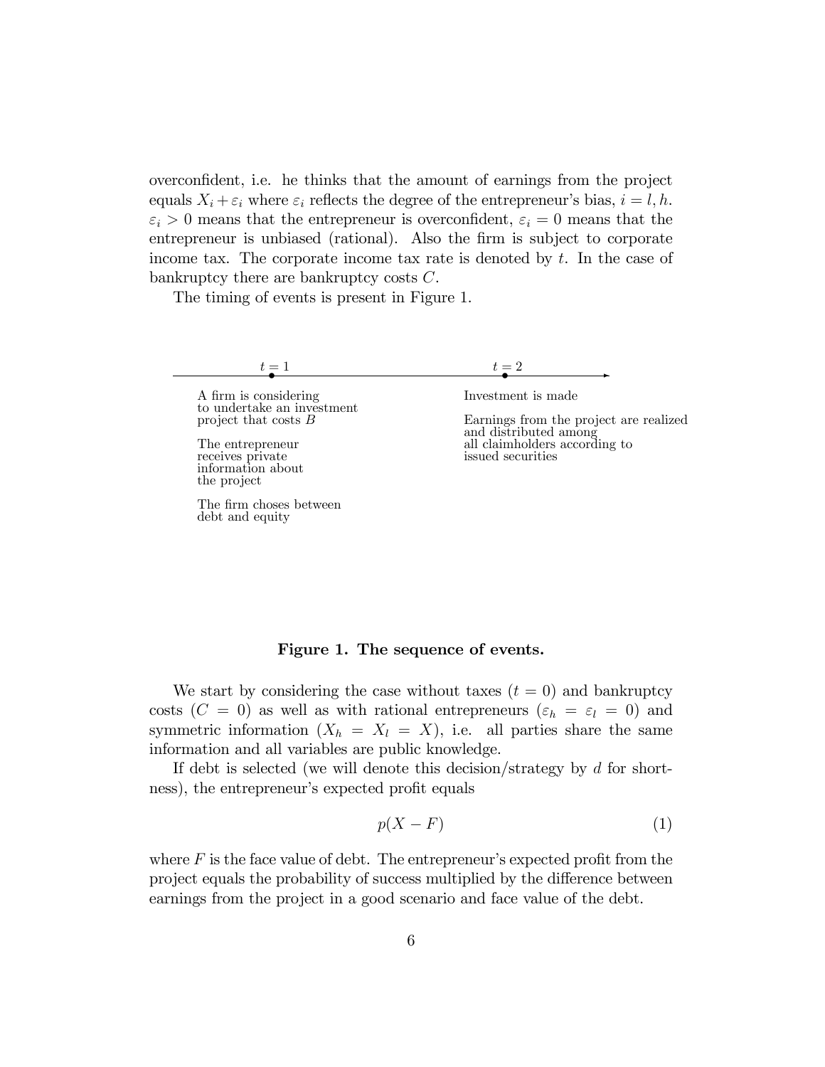overconfident, i.e. he thinks that the amount of earnings from the project equals $X_i + \varepsilon_i$ where $\varepsilon_i$ reflects the degree of the entrepreneur's bias, $i = l, h$. $\varepsilon_i > 0$ means that the entrepreneur is overconfident, $\varepsilon_i = 0$ means that the entrepreneur is unbiased (rational). Also the firm is subject to corporate income tax. The corporate income tax rate is denoted by $t$. In the case of bankruptcy there are bankruptcy costs $C$.

The timing of events is present in Figure 1.

$t = 1$

A firm is considering to undertake an investment project that costs $B$

The entrepreneur receives private information about the project

The firm choses between debt and equity

$t = 2$

Investment is made

Earnings from the project are realized and distributed among all claimholders according to issued securities

**Figure 1. The sequence of events.**

We start by considering the case without taxes ($t = 0$) and bankruptcy costs ($C = 0$) as well as with rational entrepreneurs ($\varepsilon_h = \varepsilon_l = 0$) and symmetric information ($X_h = X_l = X$), i.e. all parties share the same information and all variables are public knowledge.

If debt is selected (we will denote this decision/strategy by $d$ for shortness), the entrepreneur's expected profit equals

$$p(X - F) \tag{1}$$

where $F$ is the face value of debt. The entrepreneur's expected profit from the project equals the probability of success multiplied by the difference between earnings from the project in a good scenario and face value of the debt.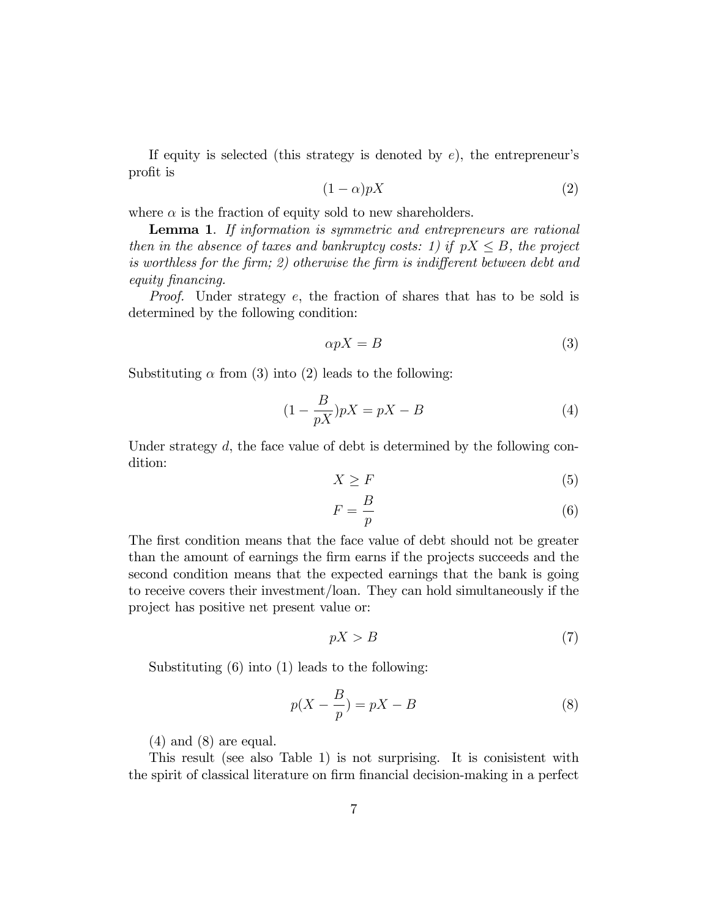If equity is selected (this strategy is denoted by $e$), the entrepreneur's profit is

$$(1-\alpha)pX \tag{2}$$

where $\alpha$ is the fraction of equity sold to new shareholders.

**Lemma 1**. *If information is symmetric and entrepreneurs are rational then in the absence of taxes and bankruptcy costs: 1) if $pX \leq B$, the project is worthless for the firm; 2) otherwise the firm is indifferent between debt and equity financing.*

*Proof.* Under strategy $e$, the fraction of shares that has to be sold is determined by the following condition:

$$\alpha pX = B \tag{3}$$

Substituting $\alpha$ from (3) into (2) leads to the following:

$$(1-\frac{B}{pX})pX = pX - B \tag{4}$$

Under strategy $d$, the face value of debt is determined by the following condition:

$$X \geq F \tag{5}$$

$$F = \frac{B}{p} \tag{6}$$

The first condition means that the face value of debt should not be greater than the amount of earnings the firm earns if the projects succeeds and the second condition means that the expected earnings that the bank is going to receive covers their investment/loan. They can hold simultaneously if the project has positive net present value or:

$$pX > B \tag{7}$$

Substituting (6) into (1) leads to the following:

$$p(X - \frac{B}{p}) = pX - B \tag{8}$$

(4) and (8) are equal.

This result (see also Table 1) is not surprising. It is conisistent with the spirit of classical literature on firm financial decision-making in a perfect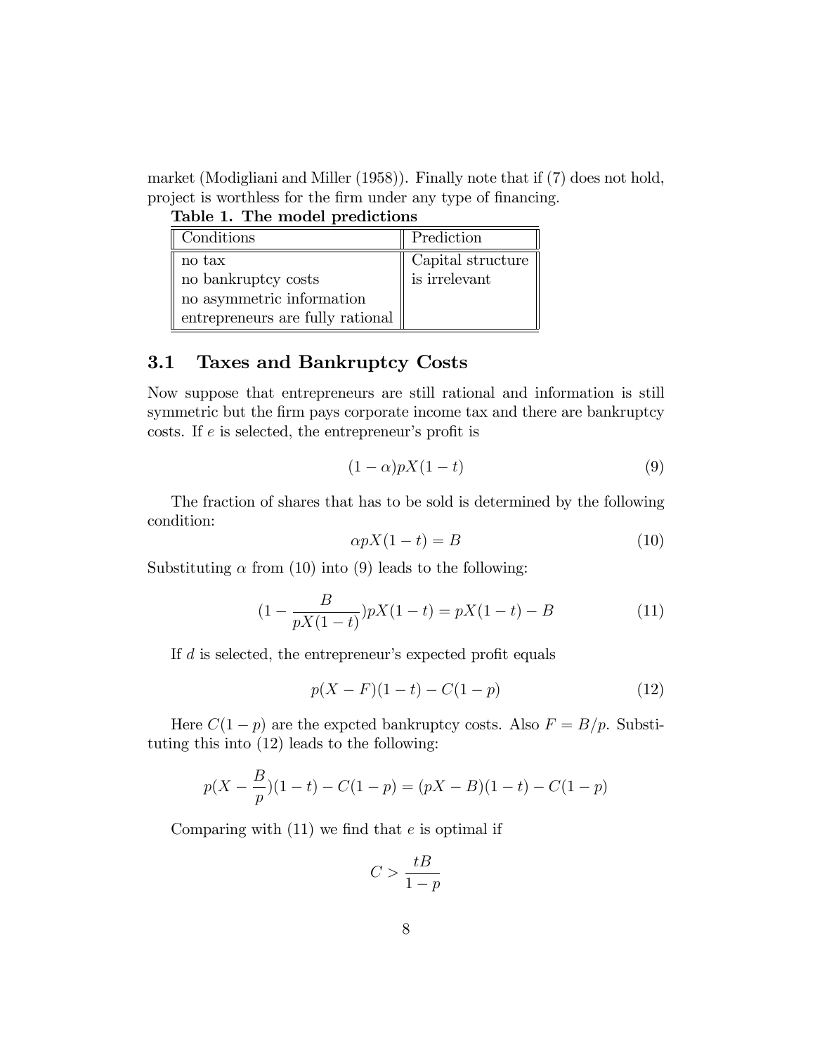market (Modigliani and Miller (1958)). Finally note that if (7) does not hold, project is worthless for the firm under any type of financing.

**Table 1. The model predictions**

| Conditions | Prediction |
|---|---|
| no tax<br>no bankruptcy costs<br>no asymmetric information<br>entrepreneurs are fully rational | Capital structure is irrelevant |

## 3.1 Taxes and Bankruptcy Costs

Now suppose that entrepreneurs are still rational and information is still symmetric but the firm pays corporate income tax and there are bankruptcy costs. If $e$ is selected, the entrepreneur's profit is

$$(1-\alpha)pX(1-t) \tag{9}$$

The fraction of shares that has to be sold is determined by the following condition:

$$\alpha pX(1-t) = B \tag{10}$$

Substituting $\alpha$ from (10) into (9) leads to the following:

$$(1 - \frac{B}{pX(1-t)})pX(1-t) = pX(1-t) - B \tag{11}$$

If $d$ is selected, the entrepreneur's expected profit equals

$$p(X-F)(1-t) - C(1-p) \tag{12}$$

Here $C(1-p)$ are the expcted bankruptcy costs. Also $F = B/p$. Substituting this into (12) leads to the following:

$$p(X - \frac{B}{p})(1-t) - C(1-p) = (pX - B)(1-t) - C(1-p)$$

Comparing with (11) we find that $e$ is optimal if

$$C > \frac{tB}{1-p}$$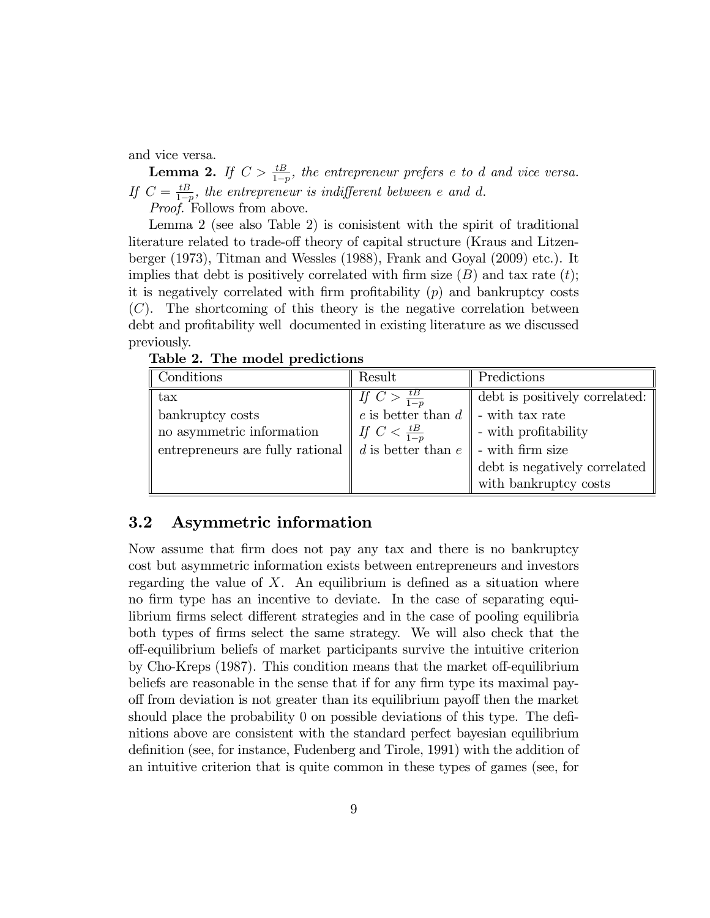and vice versa.

**Lemma 2.** *If $C > \frac{tB}{1-p}$, the entrepreneur prefers $e$ to $d$ and vice versa. If $C = \frac{tB}{1-p}$, the entrepreneur is indifferent between $e$ and $d$.*

*Proof.* Follows from above.

Lemma 2 (see also Table 2) is conisistent with the spirit of traditional literature related to trade-off theory of capital structure (Kraus and Litzenberger (1973), Titman and Wessles (1988), Frank and Goyal (2009) etc.). It implies that debt is positively correlated with firm size ($B$) and tax rate ($t$); it is negatively correlated with firm profitability ($p$) and bankruptcy costs ($C$). The shortcoming of this theory is the negative correlation between debt and profitability well documented in existing literature as we discussed previously.

**Table 2. The model predictions**

| Conditions | Result | Predictions |
|---|---|---|
| tax | *If* $C > \frac{tB}{1-p}$ | debt is positively correlated: |
| bankruptcy costs | $e$ is better than $d$ | - with tax rate |
| no asymmetric information | *If* $C < \frac{tB}{1-p}$ | - with profitability |
| entrepreneurs are fully rational | $d$ is better than $e$ | - with firm size |
| | | debt is negatively correlated |
| | | with bankruptcy costs |

## 3.2 Asymmetric information

Now assume that firm does not pay any tax and there is no bankruptcy cost but asymmetric information exists between entrepreneurs and investors regarding the value of $X$. An equilibrium is defined as a situation where no firm type has an incentive to deviate. In the case of separating equilibrium firms select different strategies and in the case of pooling equilibria both types of firms select the same strategy. We will also check that the off-equilibrium beliefs of market participants survive the intuitive criterion by Cho-Kreps (1987). This condition means that the market off-equilibrium beliefs are reasonable in the sense that if for any firm type its maximal payoff from deviation is not greater than its equilibrium payoff then the market should place the probability 0 on possible deviations of this type. The definitions above are consistent with the standard perfect bayesian equilibrium definition (see, for instance, Fudenberg and Tirole, 1991) with the addition of an intuitive criterion that is quite common in these types of games (see, for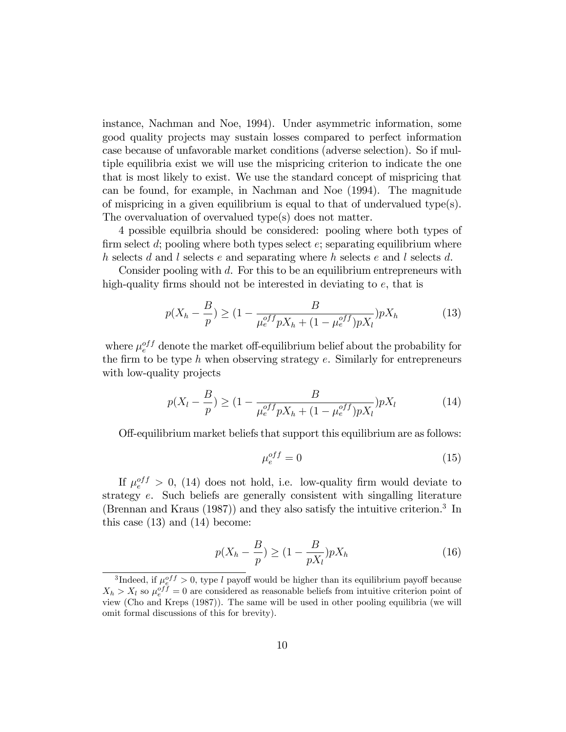instance, Nachman and Noe, 1994). Under asymmetric information, some good quality projects may sustain losses compared to perfect information case because of unfavorable market conditions (adverse selection). So if multiple equilibria exist we will use the mispricing criterion to indicate the one that is most likely to exist. We use the standard concept of mispricing that can be found, for example, in Nachman and Noe (1994). The magnitude of mispricing in a given equilibrium is equal to that of undervalued type(s). The overvaluation of overvalued type(s) does not matter.

4 possible equlbria should be considered: pooling where both types of firm select $d$; pooling where both types select $e$; separating equilibrium where $h$ selects $d$ and $l$ selects $e$ and separating where $h$ selects $e$ and $l$ selects $d$.

Consider pooling with $d$. For this to be an equilibrium entrepreneurs with high-quality firms should not be interested in deviating to $e$, that is

$$p(X_h - \frac{B}{p}) \geq (1 - \frac{B}{\mu_e^{off} pX_h + (1-\mu_e^{off})pX_l})pX_h \tag{13}$$

where $\mu_e^{off}$ denote the market off-equilibrium belief about the probability for the firm to be type $h$ when observing strategy $e$. Similarly for entrepreneurs with low-quality projects

$$p(X_l - \frac{B}{p}) \geq (1 - \frac{B}{\mu_e^{off} pX_h + (1-\mu_e^{off})pX_l})pX_l \tag{14}$$

Off-equilibrium market beliefs that support this equilibrium are as follows:

$$\mu_e^{off} = 0 \tag{15}$$

If $\mu_e^{off} > 0$, (14) does not hold, i.e. low-quality firm would deviate to strategy $e$. Such beliefs are generally consistent with singalling literature (Brennan and Kraus (1987)) and they also satisfy the intuitive criterion.[3] In this case (13) and (14) become:

$$p(X_h - \frac{B}{p}) \geq (1 - \frac{B}{pX_l})pX_h \tag{16}$$

[3]Indeed, if $\mu_e^{off} > 0$, type $l$ payoff would be higher than its equilibrium payoff because $X_h > X_l$ so $\mu_e^{off} = 0$ are considered as reasonable beliefs from intuitive criterion point of view (Cho and Kreps (1987)). The same will be used in other pooling equilibria (we will omit formal discussions of this for brevity).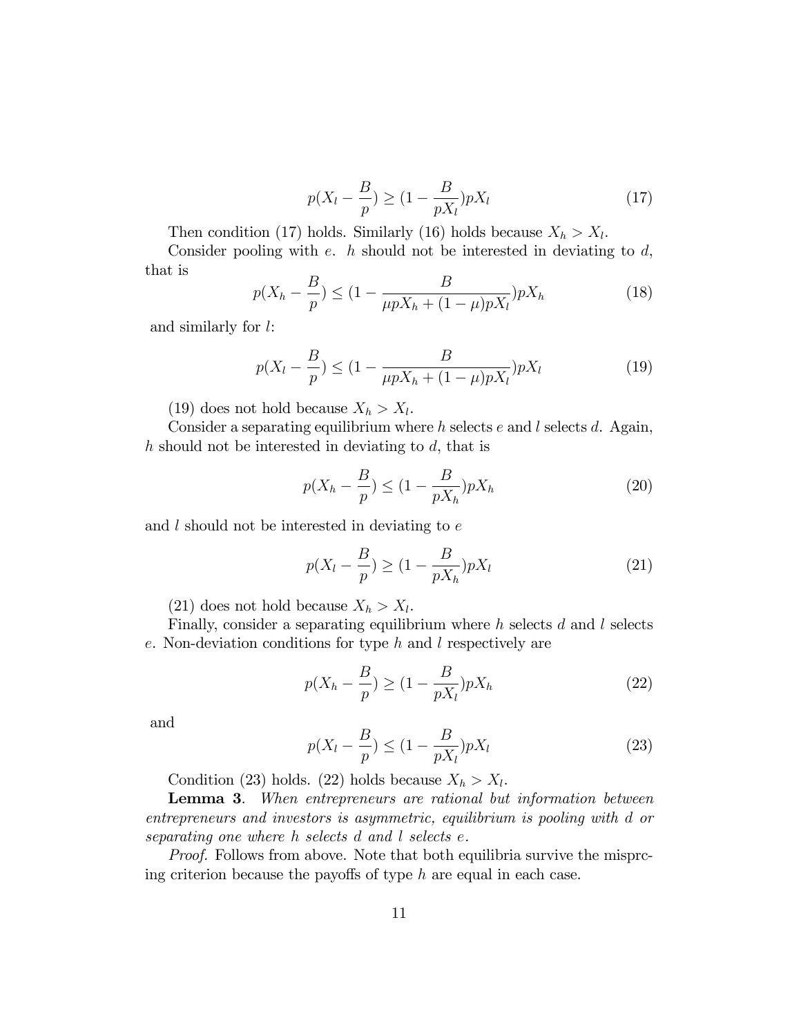$$p(X_l - \frac{B}{p}) \geq (1 - \frac{B}{pX_l})pX_l \tag{17}$$

Then condition (17) holds. Similarly (16) holds because $X_h > X_l$.

Consider pooling with $e$. $h$ should not be interested in deviating to $d$, that is

$$p(X_h - \frac{B}{p}) \leq (1 - \frac{B}{\mu p X_h + (1-\mu) p X_l})pX_h \tag{18}$$

and similarly for $l$:

$$p(X_l - \frac{B}{p}) \leq (1 - \frac{B}{\mu p X_h + (1-\mu) p X_l})pX_l \tag{19}$$

(19) does not hold because $X_h > X_l$.

Consider a separating equilibrium where $h$ selects $e$ and $l$ selects $d$. Again, $h$ should not be interested in deviating to $d$, that is

$$p(X_h - \frac{B}{p}) \leq (1 - \frac{B}{pX_h})pX_h \tag{20}$$

and $l$ should not be interested in deviating to $e$

$$p(X_l - \frac{B}{p}) \geq (1 - \frac{B}{pX_h})pX_l \tag{21}$$

(21) does not hold because $X_h > X_l$.

Finally, consider a separating equilibrium where $h$ selects $d$ and $l$ selects $e$. Non-deviation conditions for type $h$ and $l$ respectively are

$$p(X_h - \frac{B}{p}) \geq (1 - \frac{B}{pX_l})pX_h \tag{22}$$

and

$$p(X_l - \frac{B}{p}) \leq (1 - \frac{B}{pX_l})pX_l \tag{23}$$

Condition (23) holds. (22) holds because $X_h > X_l$.

**Lemma 3**. *When entrepreneurs are rational but information between entrepreneurs and investors is asymmetric, equilibrium is pooling with $d$ or separating one where $h$ selects $d$ and $l$ selects $e$.*

*Proof.* Follows from above. Note that both equilibria survive the misprcing criterion because the payoffs of type $h$ are equal in each case.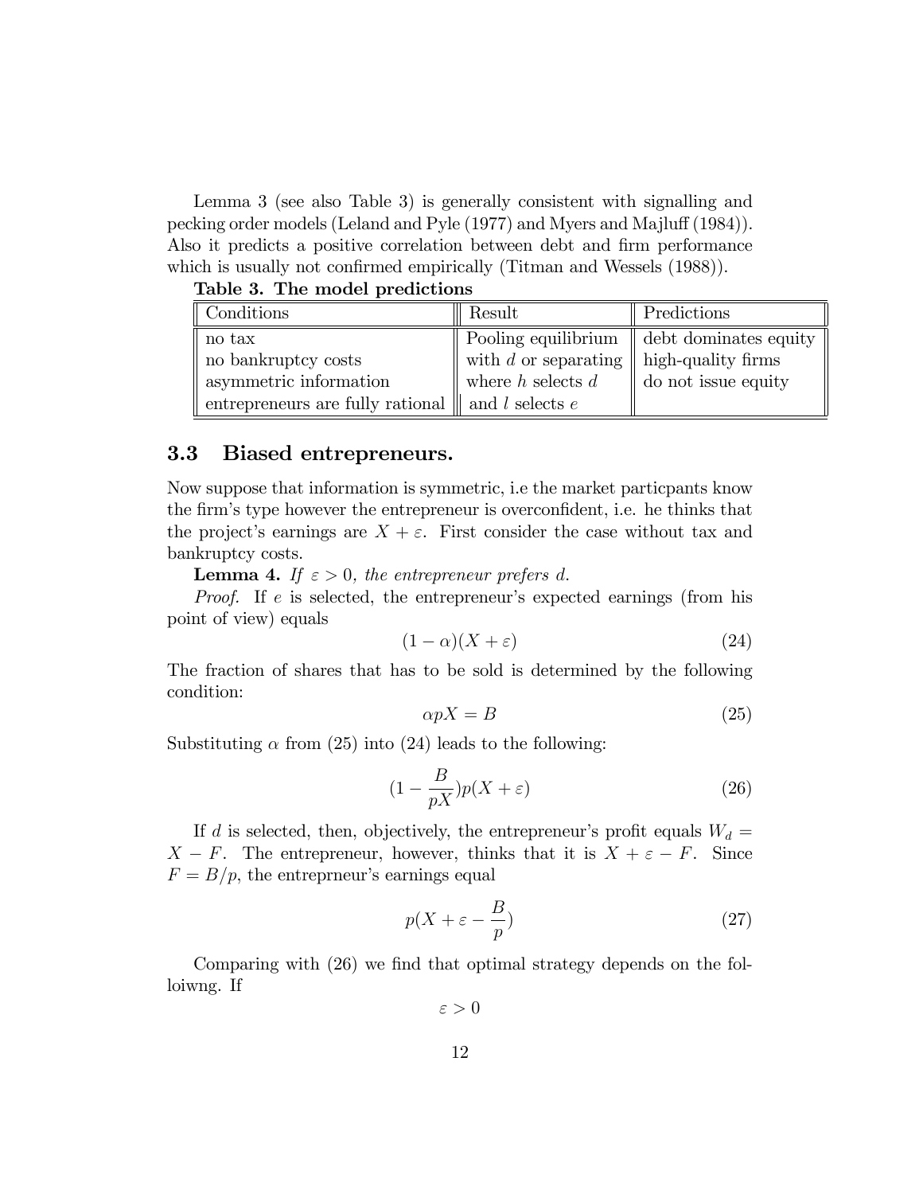Lemma 3 (see also Table 3) is generally consistent with signalling and pecking order models (Leland and Pyle (1977) and Myers and Majluff (1984)). Also it predicts a positive correlation between debt and firm performance which is usually not confirmed empirically (Titman and Wessels (1988)).

**Table 3. The model predictions**

| Conditions | Result | Predictions |
|---|---|---|
| no tax<br>no bankruptcy costs<br>asymmetric information<br>entrepreneurs are fully rational | Pooling equilibrium<br>with $d$ or separating<br>where $h$ selects $d$<br>and $l$ selects $e$ | debt dominates equity<br>high-quality firms<br>do not issue equity |

## 3.3 Biased entrepreneurs.

Now suppose that information is symmetric, i.e the market particpants know the firm's type however the entrepreneur is overconfident, i.e. he thinks that the project's earnings are $X + \varepsilon$. First consider the case without tax and bankruptcy costs.

**Lemma 4.** *If $\varepsilon > 0$, the entrepreneur prefers $d$.*

*Proof.* If $e$ is selected, the entrepreneur's expected earnings (from his point of view) equals

$$(1 - \alpha)(X + \varepsilon) \tag{24}$$

The fraction of shares that has to be sold is determined by the following condition:

$$\alpha p X = B \tag{25}$$

Substituting $\alpha$ from (25) into (24) leads to the following:

$$(1 - \frac{B}{pX})p(X + \varepsilon) \tag{26}$$

If $d$ is selected, then, objectively, the entrepreneur's profit equals $W_d = X - F$. The entrepreneur, however, thinks that it is $X + \varepsilon - F$. Since $F = B/p$, the entreprneur's earnings equal

$$p(X + \varepsilon - \frac{B}{p}) \tag{27}$$

Comparing with (26) we find that optimal strategy depends on the foloiwng. If

$$\varepsilon > 0$$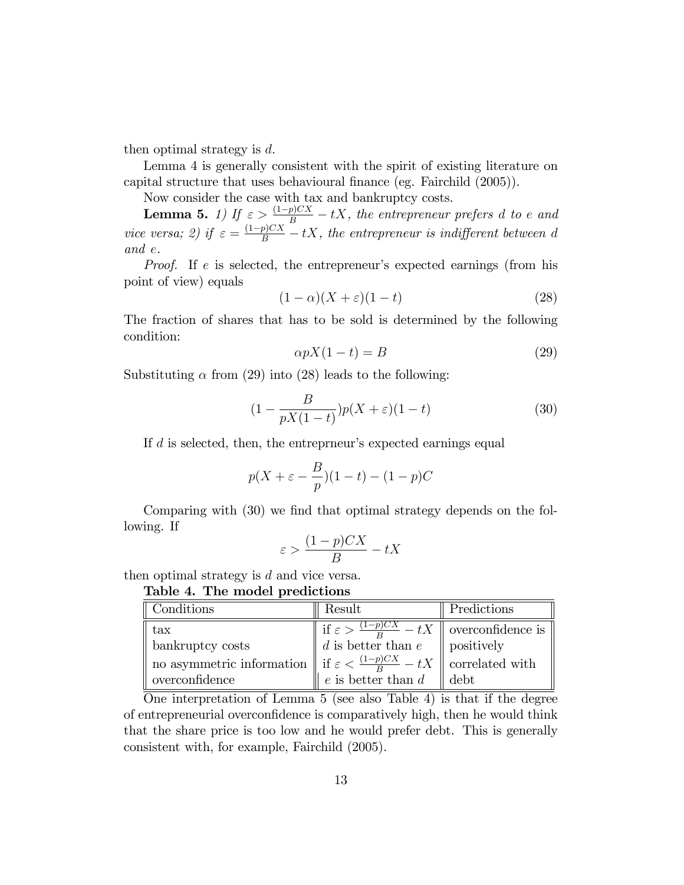then optimal strategy is $d$.

Lemma 4 is generally consistent with the spirit of existing literature on capital structure that uses behavioural finance (eg. Fairchild (2005)).

Now consider the case with tax and bankruptcy costs.

**Lemma 5.** *1) If $\varepsilon > \frac{(1-p)CX}{B} - tX$, the entrepreneur prefers $d$ to $e$ and vice versa; 2) if $\varepsilon = \frac{(1-p)CX}{B} - tX$, the entrepreneur is indifferent between $d$ and $e$.*

*Proof.* If $e$ is selected, the entrepreneur's expected earnings (from his point of view) equals

$$(1-\alpha)(X+\varepsilon)(1-t) \tag{28}$$

The fraction of shares that has to be sold is determined by the following condition:

$$\alpha pX(1-t) = B \tag{29}$$

Substituting $\alpha$ from (29) into (28) leads to the following:

$$(1 - \frac{B}{pX(1-t)})p(X+\varepsilon)(1-t) \tag{30}$$

If $d$ is selected, then, the entreprneur's expected earnings equal

$$p(X + \varepsilon - \frac{B}{p})(1-t) - (1-p)C$$

Comparing with (30) we find that optimal strategy depends on the following. If

$$\varepsilon > \frac{(1-p)CX}{B} - tX$$

then optimal strategy is $d$ and vice versa.

**Table 4. The model predictions**

| Conditions | Result | Predictions |
|---|---|---|
| tax<br>bankruptcy costs<br>no asymmetric information<br>overconfidence | if $\varepsilon > \frac{(1-p)CX}{B} - tX$<br>$d$ is better than $e$<br>if $\varepsilon < \frac{(1-p)CX}{B} - tX$<br>$e$ is better than $d$ | overconfidence is positively correlated with debt |

One interpretation of Lemma 5 (see also Table 4) is that if the degree of entrepreneurial overconfidence is comparatively high, then he would think that the share price is too low and he would prefer debt. This is generally consistent with, for example, Fairchild (2005).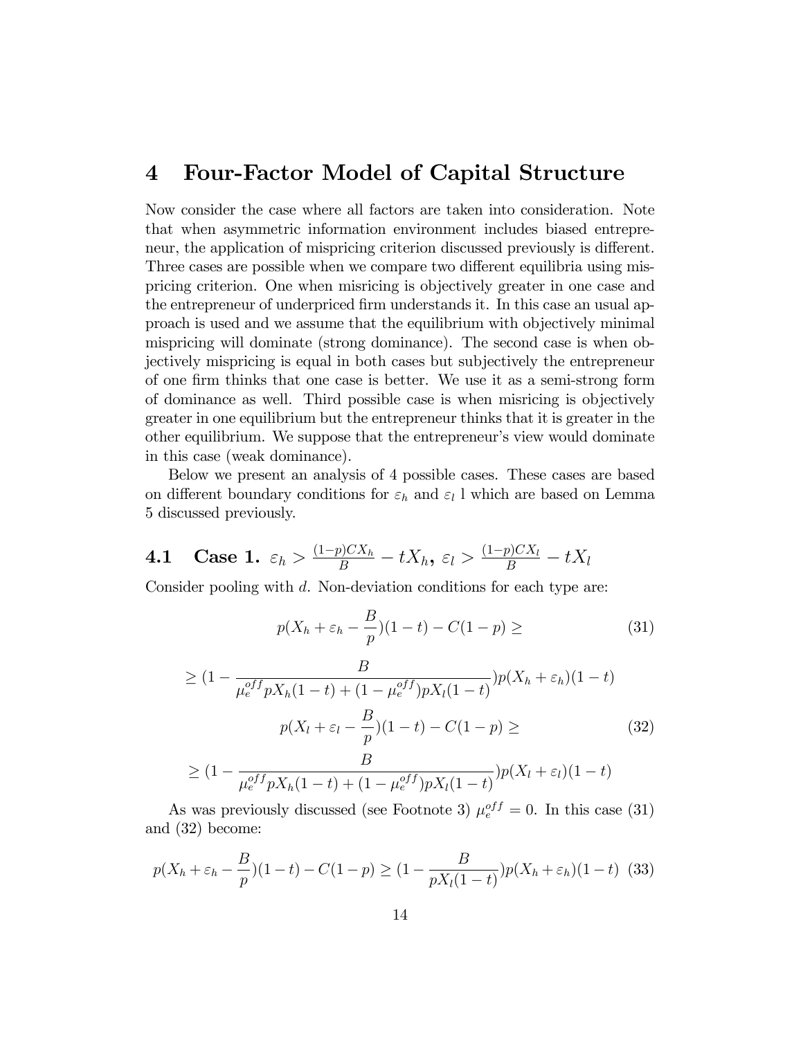## 4 Four-Factor Model of Capital Structure

Now consider the case where all factors are taken into consideration. Note that when asymmetric information environment includes biased entrepreneur, the application of mispricing criterion discussed previously is different. Three cases are possible when we compare two different equilibria using mispricing criterion. One when misricing is objectively greater in one case and the entrepreneur of underpriced firm understands it. In this case an usual approach is used and we assume that the equilibrium with objectively minimal mispricing will dominate (strong dominance). The second case is when objectively mispricing is equal in both cases but subjectively the entrepreneur of one firm thinks that one case is better. We use it as a semi-strong form of dominance as well. Third possible case is when misricing is objectively greater in one equilibrium but the entrepreneur thinks that it is greater in the other equilibrium. We suppose that the entrepreneur's view would dominate in this case (weak dominance).

Below we present an analysis of 4 possible cases. These cases are based on different boundary conditions for $\varepsilon_h$ and $\varepsilon_l$ l which are based on Lemma 5 discussed previously.

### 4.1 Case 1. $\varepsilon_h > \frac{(1-p)CX_h}{B} - tX_h$, $\varepsilon_l > \frac{(1-p)CX_l}{B} - tX_l$

Consider pooling with $d$. Non-deviation conditions for each type are:

$$p(X_h + \varepsilon_h - \frac{B}{p})(1-t) - C(1-p) \geq \tag{31}$$

$$\geq (1 - \frac{B}{\mu_e^{off} pX_h(1-t) + (1-\mu_e^{off})pX_l(1-t)})p(X_h + \varepsilon_h)(1-t)$$

$$p(X_l + \varepsilon_l - \frac{B}{p})(1-t) - C(1-p) \geq \tag{32}$$

$$\geq (1 - \frac{B}{\mu_e^{off} pX_h(1-t) + (1-\mu_e^{off})pX_l(1-t)})p(X_l + \varepsilon_l)(1-t)$$

As was previously discussed (see Footnote 3) $\mu_e^{off} = 0$. In this case (31) and (32) become:

$$p(X_h + \varepsilon_h - \frac{B}{p})(1-t) - C(1-p) \geq (1 - \frac{B}{pX_l(1-t)})p(X_h + \varepsilon_h)(1-t) \tag{33}$$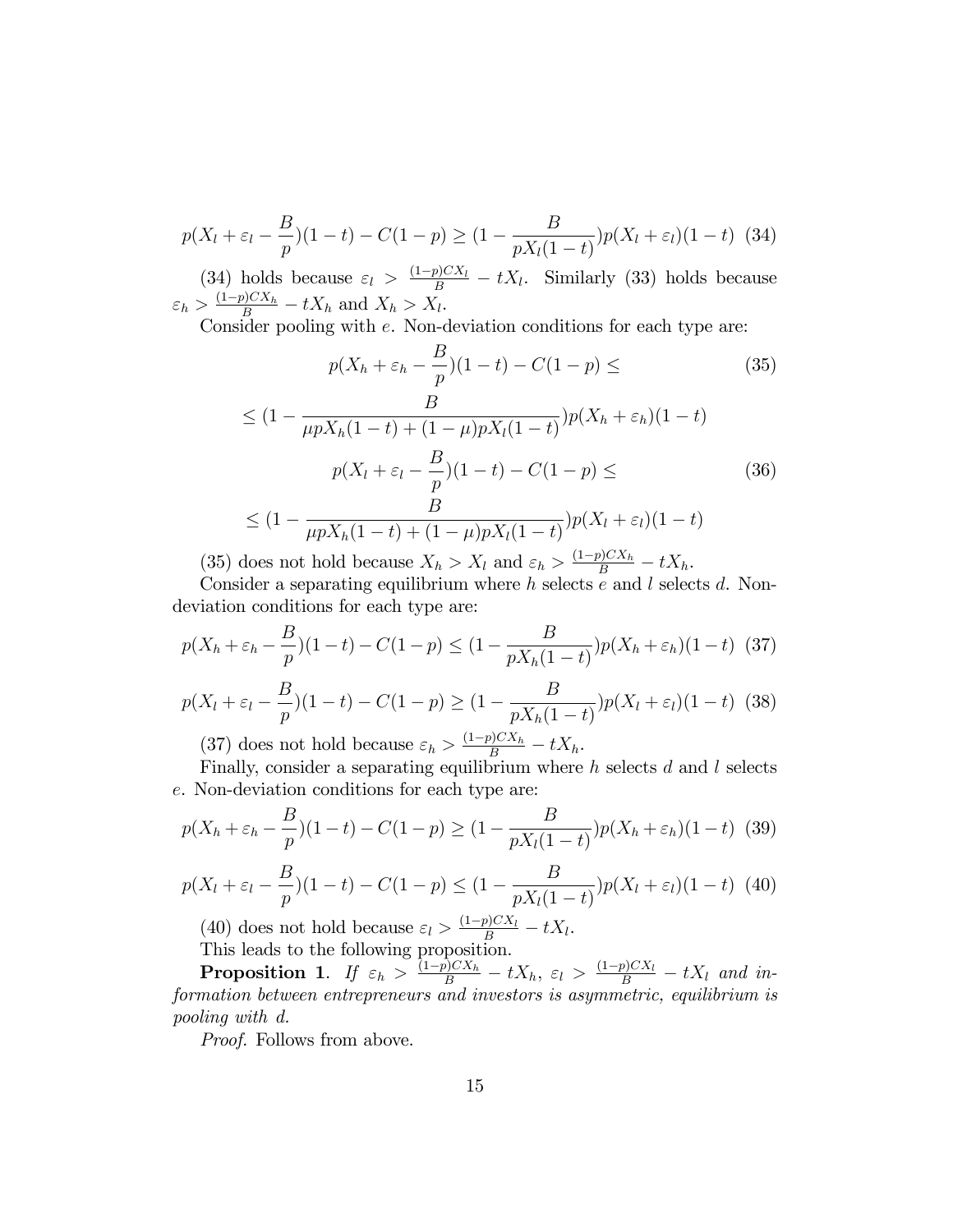$$p(X_l + \varepsilon_l - \frac{B}{p})(1-t) - C(1-p) \geq (1 - \frac{B}{pX_l(1-t)})p(X_l + \varepsilon_l)(1-t) \quad (34)$$

(34) holds because $\varepsilon_l > \frac{(1-p)CX_l}{B} - tX_l$. Similarly (33) holds because $\varepsilon_h > \frac{(1-p)CX_h}{B} - tX_h$ and $X_h > X_l$.

Consider pooling with $e$. Non-deviation conditions for each type are:

$$p(X_h + \varepsilon_h - \frac{B}{p})(1-t) - C(1-p) \leq \quad (35)$$

$$\leq (1 - \frac{B}{\mu pX_h(1-t) + (1-\mu)pX_l(1-t)})p(X_h + \varepsilon_h)(1-t)$$

$$p(X_l + \varepsilon_l - \frac{B}{p})(1-t) - C(1-p) \leq \quad (36)$$

$$\leq (1 - \frac{B}{\mu pX_h(1-t) + (1-\mu)pX_l(1-t)})p(X_l + \varepsilon_l)(1-t)$$

(35) does not hold because $X_h > X_l$ and $\varepsilon_h > \frac{(1-p)CX_h}{B} - tX_h$.

Consider a separating equilibrium where $h$ selects $e$ and $l$ selects $d$. Non-deviation conditions for each type are:

$$p(X_h + \varepsilon_h - \frac{B}{p})(1-t) - C(1-p) \leq (1 - \frac{B}{pX_h(1-t)})p(X_h + \varepsilon_h)(1-t) \quad (37)$$

$$p(X_l + \varepsilon_l - \frac{B}{p})(1-t) - C(1-p) \geq (1 - \frac{B}{pX_h(1-t)})p(X_l + \varepsilon_l)(1-t) \quad (38)$$

(37) does not hold because $\varepsilon_h > \frac{(1-p)CX_h}{B} - tX_h$.

Finally, consider a separating equilibrium where $h$ selects $d$ and $l$ selects $e$. Non-deviation conditions for each type are:

$$p(X_h + \varepsilon_h - \frac{B}{p})(1-t) - C(1-p) \geq (1 - \frac{B}{pX_l(1-t)})p(X_h + \varepsilon_h)(1-t) \quad (39)$$

$$p(X_l + \varepsilon_l - \frac{B}{p})(1-t) - C(1-p) \leq (1 - \frac{B}{pX_l(1-t)})p(X_l + \varepsilon_l)(1-t) \quad (40)$$

(40) does not hold because $\varepsilon_l > \frac{(1-p)CX_l}{B} - tX_l$.

This leads to the following proposition.

**Proposition 1**. *If $\varepsilon_h > \frac{(1-p)CX_h}{B} - tX_h$, $\varepsilon_l > \frac{(1-p)CX_l}{B} - tX_l$ and information between entrepreneurs and investors is asymmetric, equilibrium is pooling with $d$.*

*Proof.* Follows from above.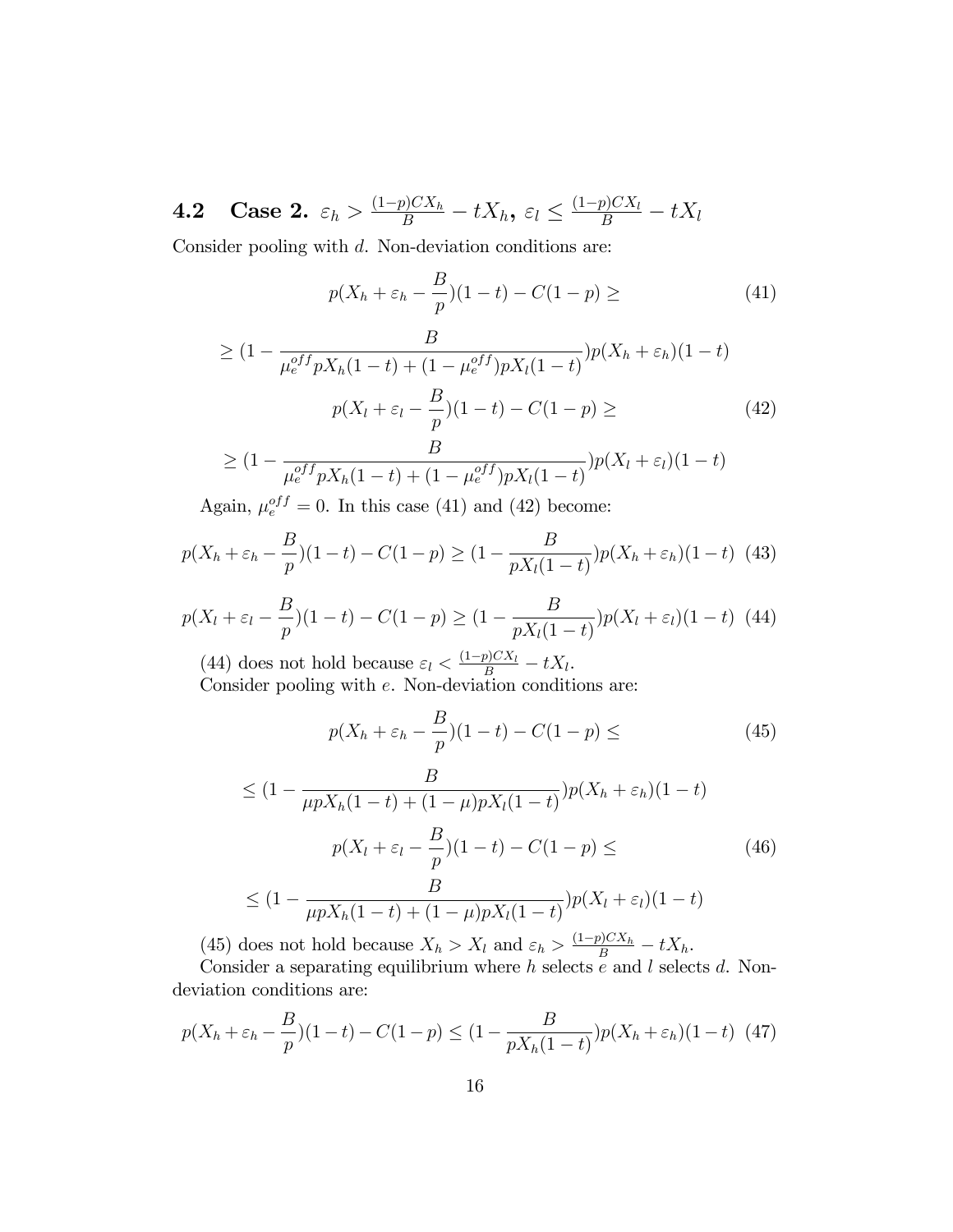### 4.2 Case 2. $\varepsilon_h > \frac{(1-p)CX_h}{B} - tX_h$, $\varepsilon_l \leq \frac{(1-p)CX_l}{B} - tX_l$

Consider pooling with $d$. Non-deviation conditions are:

$$p(X_h + \varepsilon_h - \frac{B}{p})(1-t) - C(1-p) \geq \tag{41}$$

$$\geq (1 - \frac{B}{\mu_e^{off} pX_h(1-t) + (1-\mu_e^{off})pX_l(1-t)})p(X_h + \varepsilon_h)(1-t)$$

$$p(X_l + \varepsilon_l - \frac{B}{p})(1-t) - C(1-p) \geq \tag{42}$$

$$\geq (1 - \frac{B}{\mu_e^{off} pX_h(1-t) + (1-\mu_e^{off})pX_l(1-t)})p(X_l + \varepsilon_l)(1-t)$$

Again, $\mu_e^{off} = 0$. In this case (41) and (42) become:

$$p(X_h + \varepsilon_h - \frac{B}{p})(1-t) - C(1-p) \geq (1 - \frac{B}{pX_l(1-t)})p(X_h + \varepsilon_h)(1-t) \tag{43}$$

$$p(X_l + \varepsilon_l - \frac{B}{p})(1-t) - C(1-p) \geq (1 - \frac{B}{pX_l(1-t)})p(X_l + \varepsilon_l)(1-t) \tag{44}$$

(44) does not hold because $\varepsilon_l < \frac{(1-p)CX_l}{B} - tX_l$.

Consider pooling with $e$. Non-deviation conditions are:

$$p(X_h + \varepsilon_h - \frac{B}{p})(1-t) - C(1-p) \leq \tag{45}$$

$$\leq (1 - \frac{B}{\mu pX_h(1-t) + (1-\mu)pX_l(1-t)})p(X_h + \varepsilon_h)(1-t)$$

$$p(X_l + \varepsilon_l - \frac{B}{p})(1-t) - C(1-p) \leq \tag{46}$$

$$\leq (1 - \frac{B}{\mu pX_h(1-t) + (1-\mu)pX_l(1-t)})p(X_l + \varepsilon_l)(1-t)$$

(45) does not hold because $X_h > X_l$ and $\varepsilon_h > \frac{(1-p)CX_h}{B} - tX_h$.

Consider a separating equilibrium where $h$ selects $e$ and $l$ selects $d$. Non-deviation conditions are:

$$p(X_h + \varepsilon_h - \frac{B}{p})(1-t) - C(1-p) \leq (1 - \frac{B}{pX_h(1-t)})p(X_h + \varepsilon_h)(1-t) \tag{47}$$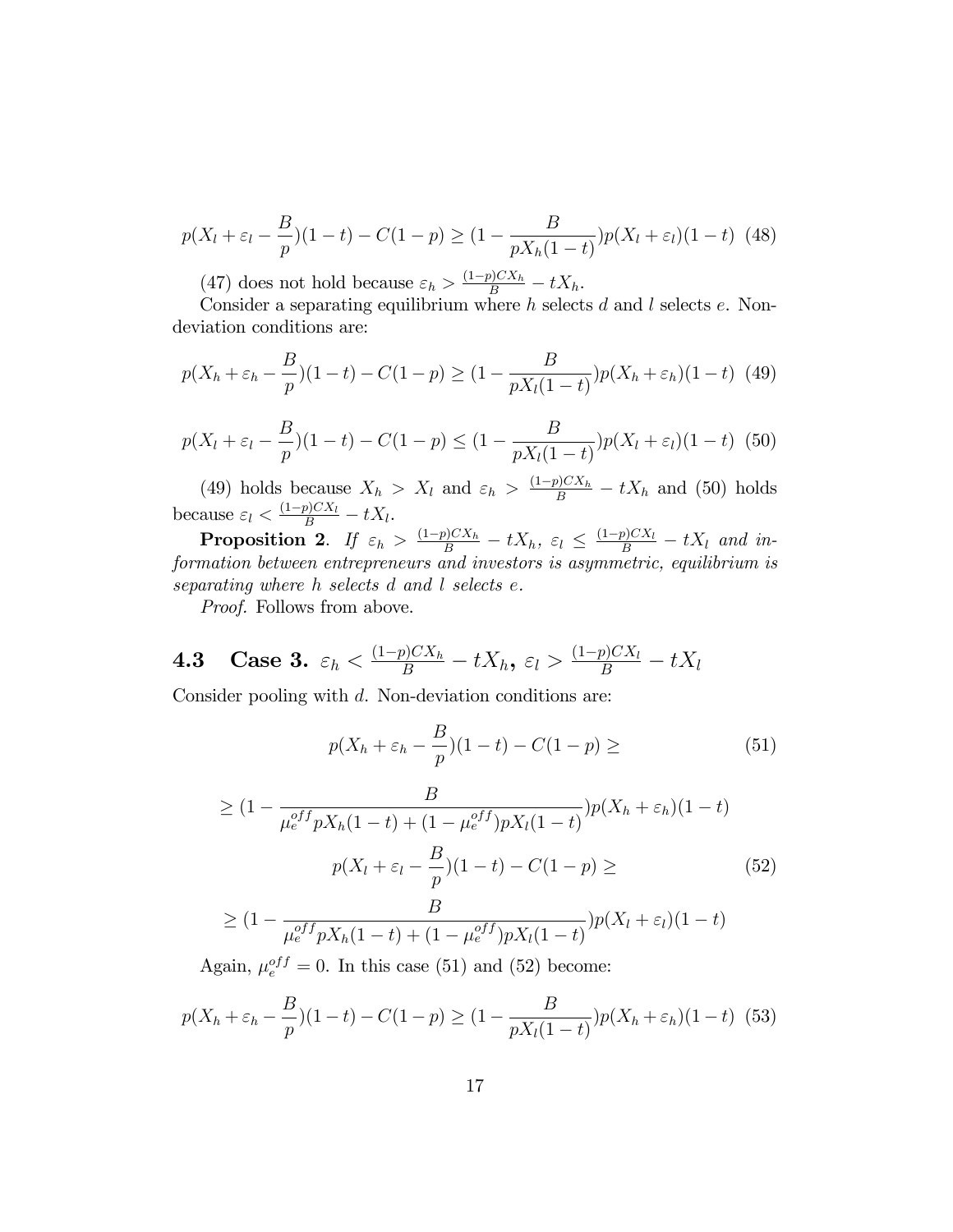$$p(X_l + \varepsilon_l - \frac{B}{p})(1-t) - C(1-p) \geq (1 - \frac{B}{pX_h(1-t)})p(X_l + \varepsilon_l)(1-t) \quad (48)$$

(47) does not hold because $\varepsilon_h > \frac{(1-p)CX_h}{B} - tX_h$.

Consider a separating equilibrium where $h$ selects $d$ and $l$ selects $e$. Non-deviation conditions are:

$$p(X_h + \varepsilon_h - \frac{B}{p})(1-t) - C(1-p) \geq (1 - \frac{B}{pX_l(1-t)})p(X_h + \varepsilon_h)(1-t) \quad (49)$$

$$p(X_l + \varepsilon_l - \frac{B}{p})(1-t) - C(1-p) \leq (1 - \frac{B}{pX_l(1-t)})p(X_l + \varepsilon_l)(1-t) \quad (50)$$

(49) holds because $X_h > X_l$ and $\varepsilon_h > \frac{(1-p)CX_h}{B} - tX_h$ and (50) holds because $\varepsilon_l < \frac{(1-p)CX_l}{B} - tX_l$.

**Proposition 2**. *If $\varepsilon_h > \frac{(1-p)CX_h}{B} - tX_h$, $\varepsilon_l \leq \frac{(1-p)CX_l}{B} - tX_l$ and information between entrepreneurs and investors is asymmetric, equilibrium is separating where $h$ selects $d$ and $l$ selects $e$.*

*Proof.* Follows from above.

## 4.3 Case 3. $\varepsilon_h < \frac{(1-p)CX_h}{B} - tX_h$, $\varepsilon_l > \frac{(1-p)CX_l}{B} - tX_l$

Consider pooling with $d$. Non-deviation conditions are:

$$p(X_h + \varepsilon_h - \frac{B}{p})(1-t) - C(1-p) \geq \quad (51)$$

$$\geq (1 - \frac{B}{\mu_e^{off} pX_h(1-t) + (1-\mu_e^{off})pX_l(1-t)})p(X_h + \varepsilon_h)(1-t)$$

$$p(X_l + \varepsilon_l - \frac{B}{p})(1-t) - C(1-p) \geq \quad (52)$$

$$\geq (1 - \frac{B}{\mu_e^{off} pX_h(1-t) + (1-\mu_e^{off})pX_l(1-t)})p(X_l + \varepsilon_l)(1-t)$$

Again, $\mu_e^{off} = 0$. In this case (51) and (52) become:

$$p(X_h + \varepsilon_h - \frac{B}{p})(1-t) - C(1-p) \geq (1 - \frac{B}{pX_l(1-t)})p(X_h + \varepsilon_h)(1-t) \quad (53)$$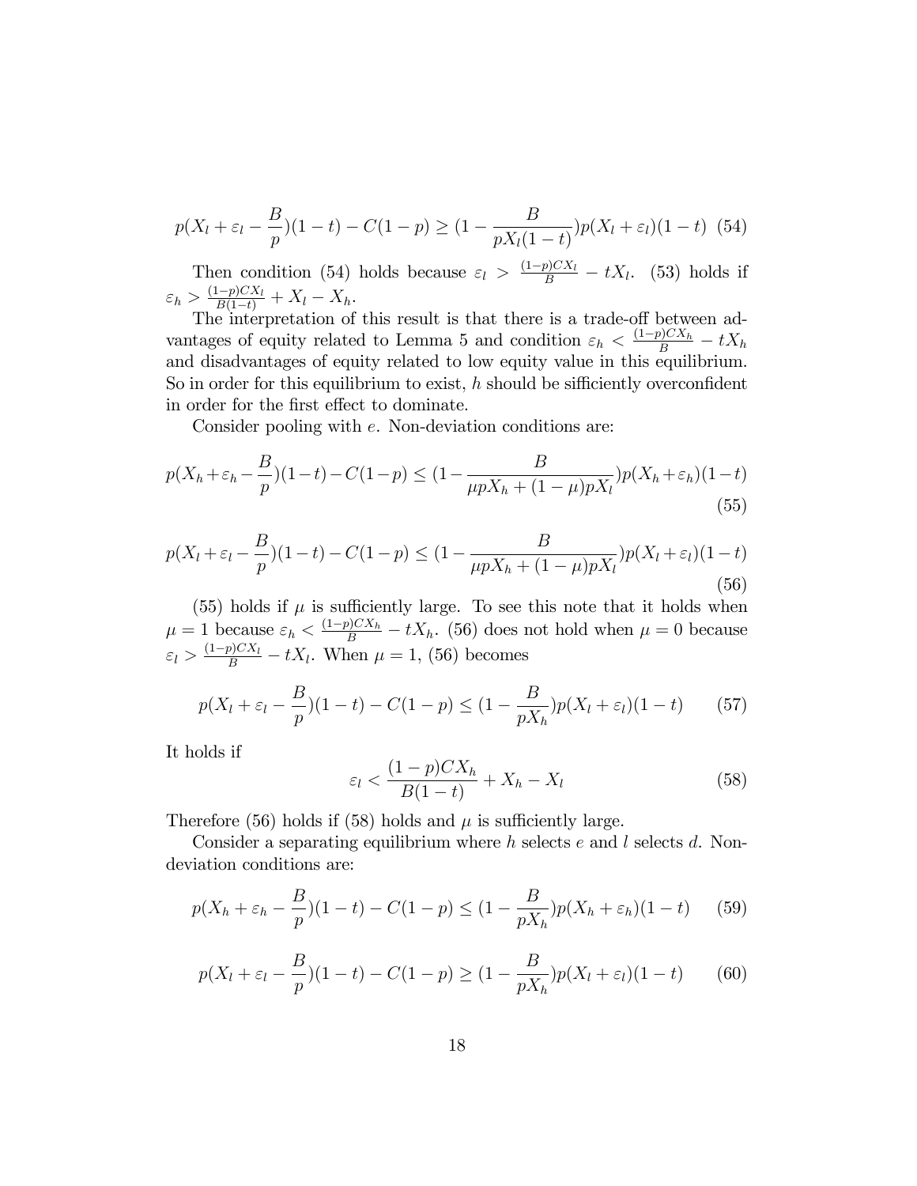$$p(X_l + \varepsilon_l - \frac{B}{p})(1-t) - C(1-p) \geq (1 - \frac{B}{pX_l(1-t)})p(X_l + \varepsilon_l)(1-t) \quad (54)$$

Then condition (54) holds because $\varepsilon_l > \frac{(1-p)CX_l}{B} - tX_l$. (53) holds if $\varepsilon_h > \frac{(1-p)CX_l}{B(1-t)} + X_l - X_h$.

The interpretation of this result is that there is a trade-off between advantages of equity related to Lemma 5 and condition $\varepsilon_h < \frac{(1-p)CX_h}{B} - tX_h$ and disadvantages of equity related to low equity value in this equilibrium. So in order for this equilibrium to exist, $h$ should be sufficiently overconfident in order for the first effect to dominate.

Consider pooling with $e$. Non-deviation conditions are:

$$p(X_h + \varepsilon_h - \frac{B}{p})(1-t) - C(1-p) \leq (1 - \frac{B}{\mu pX_h + (1-\mu)pX_l})p(X_h + \varepsilon_h)(1-t) \quad (55)$$

$$p(X_l + \varepsilon_l - \frac{B}{p})(1-t) - C(1-p) \leq (1 - \frac{B}{\mu pX_h + (1-\mu)pX_l})p(X_l + \varepsilon_l)(1-t) \quad (56)$$

(55) holds if $\mu$ is sufficiently large. To see this note that it holds when $\mu = 1$ because $\varepsilon_h < \frac{(1-p)CX_h}{B} - tX_h$. (56) does not hold when $\mu = 0$ because $\varepsilon_l > \frac{(1-p)CX_l}{B} - tX_l$. When $\mu = 1$, (56) becomes

$$p(X_l + \varepsilon_l - \frac{B}{p})(1-t) - C(1-p) \leq (1 - \frac{B}{pX_h})p(X_l + \varepsilon_l)(1-t) \quad (57)$$

It holds if

$$\varepsilon_l < \frac{(1-p)CX_h}{B(1-t)} + X_h - X_l \quad (58)$$

Therefore (56) holds if (58) holds and $\mu$ is sufficiently large.

Consider a separating equilibrium where $h$ selects $e$ and $l$ selects $d$. Non-deviation conditions are:

$$p(X_h + \varepsilon_h - \frac{B}{p})(1-t) - C(1-p) \leq (1 - \frac{B}{pX_h})p(X_h + \varepsilon_h)(1-t) \quad (59)$$

$$p(X_l + \varepsilon_l - \frac{B}{p})(1-t) - C(1-p) \geq (1 - \frac{B}{pX_h})p(X_l + \varepsilon_l)(1-t) \quad (60)$$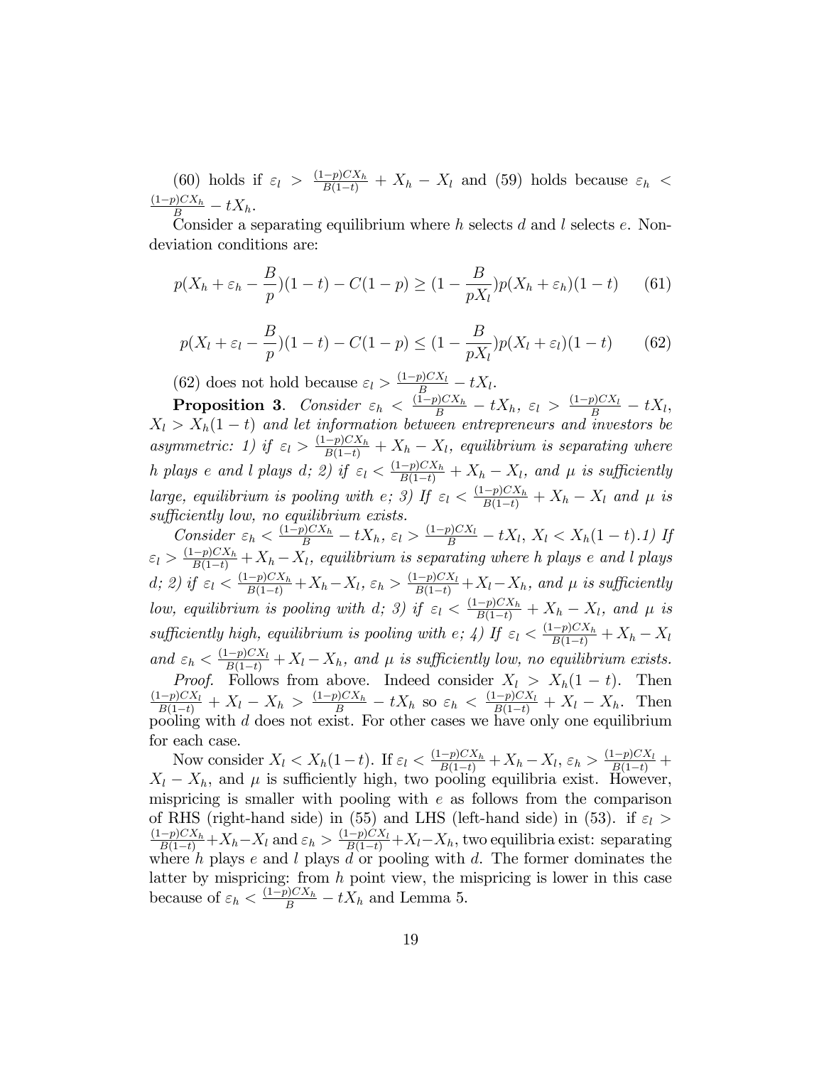(60) holds if $\varepsilon_l > \frac{(1-p)CX_h}{B(1-t)} + X_h - X_l$ and (59) holds because $\varepsilon_h < \frac{(1-p)CX_h}{B} - tX_h$.

Consider a separating equilibrium where $h$ selects $d$ and $l$ selects $e$. Non-deviation conditions are:

$$p(X_h + \varepsilon_h - \frac{B}{p})(1-t) - C(1-p) \geq (1 - \frac{B}{pX_l})p(X_h + \varepsilon_h)(1-t) \tag{61}$$

$$p(X_l + \varepsilon_l - \frac{B}{p})(1-t) - C(1-p) \leq (1 - \frac{B}{pX_l})p(X_l + \varepsilon_l)(1-t) \tag{62}$$

(62) does not hold because $\varepsilon_l > \frac{(1-p)CX_l}{B} - tX_l$.

**Proposition 3**. *Consider $\varepsilon_h < \frac{(1-p)CX_h}{B} - tX_h$, $\varepsilon_l > \frac{(1-p)CX_l}{B} - tX_l$, $X_l > X_h(1-t)$ and let information between entrepreneurs and investors be asymmetric: 1) if $\varepsilon_l > \frac{(1-p)CX_h}{B(1-t)} + X_h - X_l$, equilibrium is separating where $h$ plays $e$ and $l$ plays $d$; 2) if $\varepsilon_l < \frac{(1-p)CX_h}{B(1-t)} + X_h - X_l$, and $\mu$ is sufficiently large, equilibrium is pooling with $e$; 3) If $\varepsilon_l < \frac{(1-p)CX_h}{B(1-t)} + X_h - X_l$ and $\mu$ is sufficiently low, no equilibrium exists.*

*Consider $\varepsilon_h < \frac{(1-p)CX_h}{B} - tX_h$, $\varepsilon_l > \frac{(1-p)CX_l}{B} - tX_l$, $X_l < X_h(1-t)$.1) If $\varepsilon_l > \frac{(1-p)CX_h}{B(1-t)} + X_h - X_l$, equilibrium is separating where $h$ plays $e$ and $l$ plays $d$; 2) if $\varepsilon_l < \frac{(1-p)CX_h}{B(1-t)} + X_h - X_l$, $\varepsilon_h > \frac{(1-p)CX_l}{B(1-t)} + X_l - X_h$, and $\mu$ is sufficiently low, equilibrium is pooling with $d$; 3) if $\varepsilon_l < \frac{(1-p)CX_h}{B(1-t)} + X_h - X_l$, and $\mu$ is sufficiently high, equilibrium is pooling with $e$; 4) If $\varepsilon_l < \frac{(1-p)CX_h}{B(1-t)} + X_h - X_l$ and $\varepsilon_h < \frac{(1-p)CX_l}{B(1-t)} + X_l - X_h$, and $\mu$ is sufficiently low, no equilibrium exists.*

*Proof.* Follows from above. Indeed consider $X_l > X_h(1-t)$. Then $\frac{(1-p)CX_l}{B(1-t)} + X_l - X_h > \frac{(1-p)CX_h}{B} - tX_h$ so $\varepsilon_h < \frac{(1-p)CX_l}{B(1-t)} + X_l - X_h$. Then pooling with $d$ does not exist. For other cases we have only one equilibrium for each case.

Now consider $X_l < X_h(1-t)$. If $\varepsilon_l < \frac{(1-p)CX_h}{B(1-t)} + X_h - X_l$, $\varepsilon_h > \frac{(1-p)CX_l}{B(1-t)} + X_l - X_h$, and $\mu$ is sufficiently high, two pooling equilibria exist. However, mispricing is smaller with pooling with $e$ as follows from the comparison of RHS (right-hand side) in (55) and LHS (left-hand side) in (53). if $\varepsilon_l > \frac{(1-p)CX_h}{B(1-t)} + X_h - X_l$ and $\varepsilon_h > \frac{(1-p)CX_l}{B(1-t)} + X_l - X_h$, two equilibria exist: separating where $h$ plays $e$ and $l$ plays $d$ or pooling with $d$. The former dominates the latter by mispricing: from $h$ point view, the mispricing is lower in this case because of $\varepsilon_h < \frac{(1-p)CX_h}{B} - tX_h$ and Lemma 5.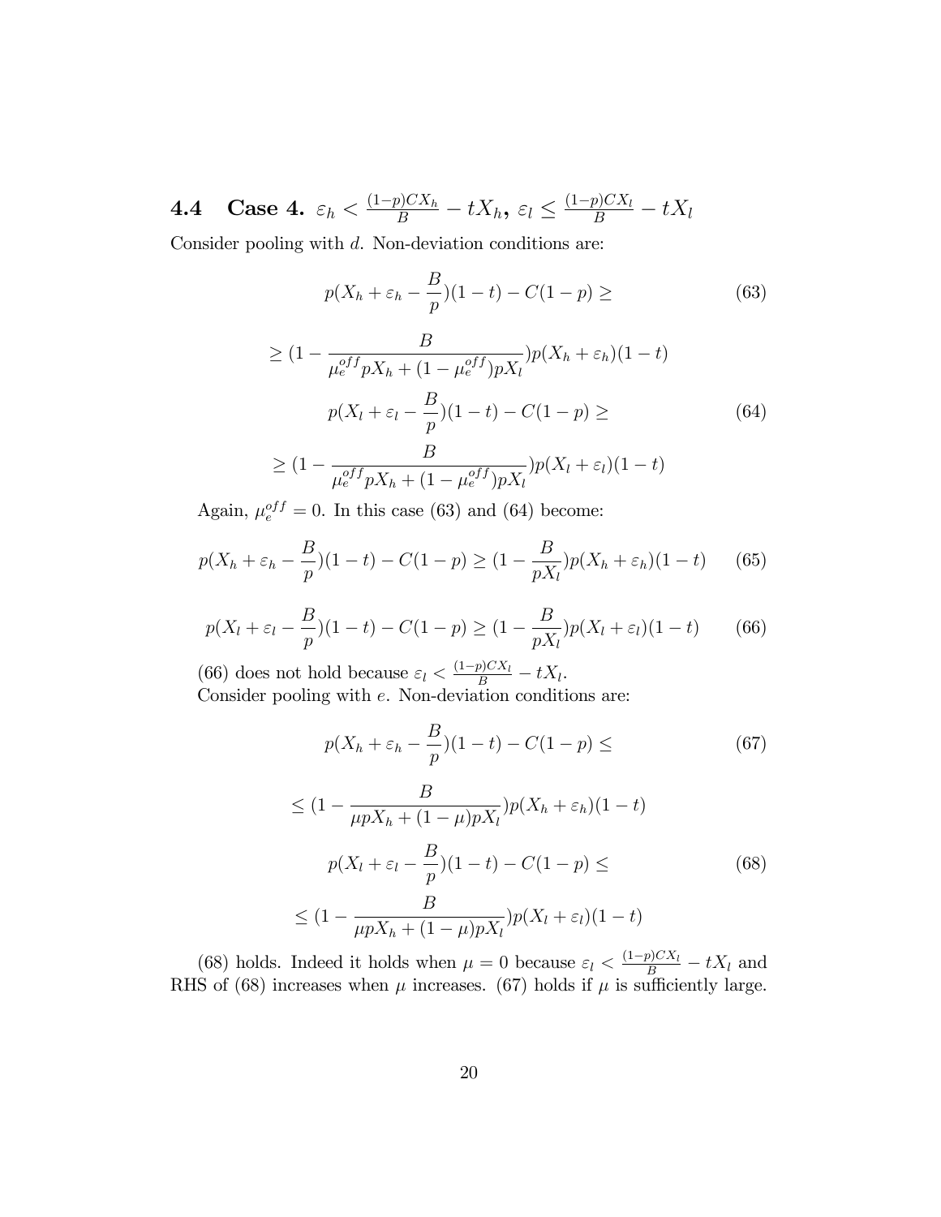### 4.4 Case 4. $\varepsilon_h < \frac{(1-p)CX_h}{B} - tX_h$, $\varepsilon_l \le \frac{(1-p)CX_l}{B} - tX_l$

Consider pooling with $d$. Non-deviation conditions are:

$$p(X_h + \varepsilon_h - \frac{B}{p})(1-t) - C(1-p) \ge \tag{63}$$

$$\ge (1 - \frac{B}{\mu_e^{off} pX_h + (1-\mu_e^{off})pX_l})p(X_h + \varepsilon_h)(1-t)$$

$$p(X_l + \varepsilon_l - \frac{B}{p})(1-t) - C(1-p) \ge \tag{64}$$

$$\ge (1 - \frac{B}{\mu_e^{off} pX_h + (1-\mu_e^{off})pX_l})p(X_l + \varepsilon_l)(1-t)$$

Again, $\mu_e^{off} = 0$. In this case (63) and (64) become:

$$p(X_h + \varepsilon_h - \frac{B}{p})(1-t) - C(1-p) \ge (1 - \frac{B}{pX_l})p(X_h + \varepsilon_h)(1-t) \tag{65}$$

$$p(X_l + \varepsilon_l - \frac{B}{p})(1-t) - C(1-p) \ge (1 - \frac{B}{pX_l})p(X_l + \varepsilon_l)(1-t) \tag{66}$$

(66) does not hold because $\varepsilon_l < \frac{(1-p)CX_l}{B} - tX_l$.

Consider pooling with $e$. Non-deviation conditions are:

$$p(X_h + \varepsilon_h - \frac{B}{p})(1-t) - C(1-p) \le \tag{67}$$

$$\le (1 - \frac{B}{\mu pX_h + (1-\mu)pX_l})p(X_h + \varepsilon_h)(1-t)$$

$$p(X_l + \varepsilon_l - \frac{B}{p})(1-t) - C(1-p) \le \tag{68}$$

$$\le (1 - \frac{B}{\mu pX_h + (1-\mu)pX_l})p(X_l + \varepsilon_l)(1-t)$$

(68) holds. Indeed it holds when $\mu = 0$ because $\varepsilon_l < \frac{(1-p)CX_l}{B} - tX_l$ and RHS of (68) increases when $\mu$ increases. (67) holds if $\mu$ is sufficiently large.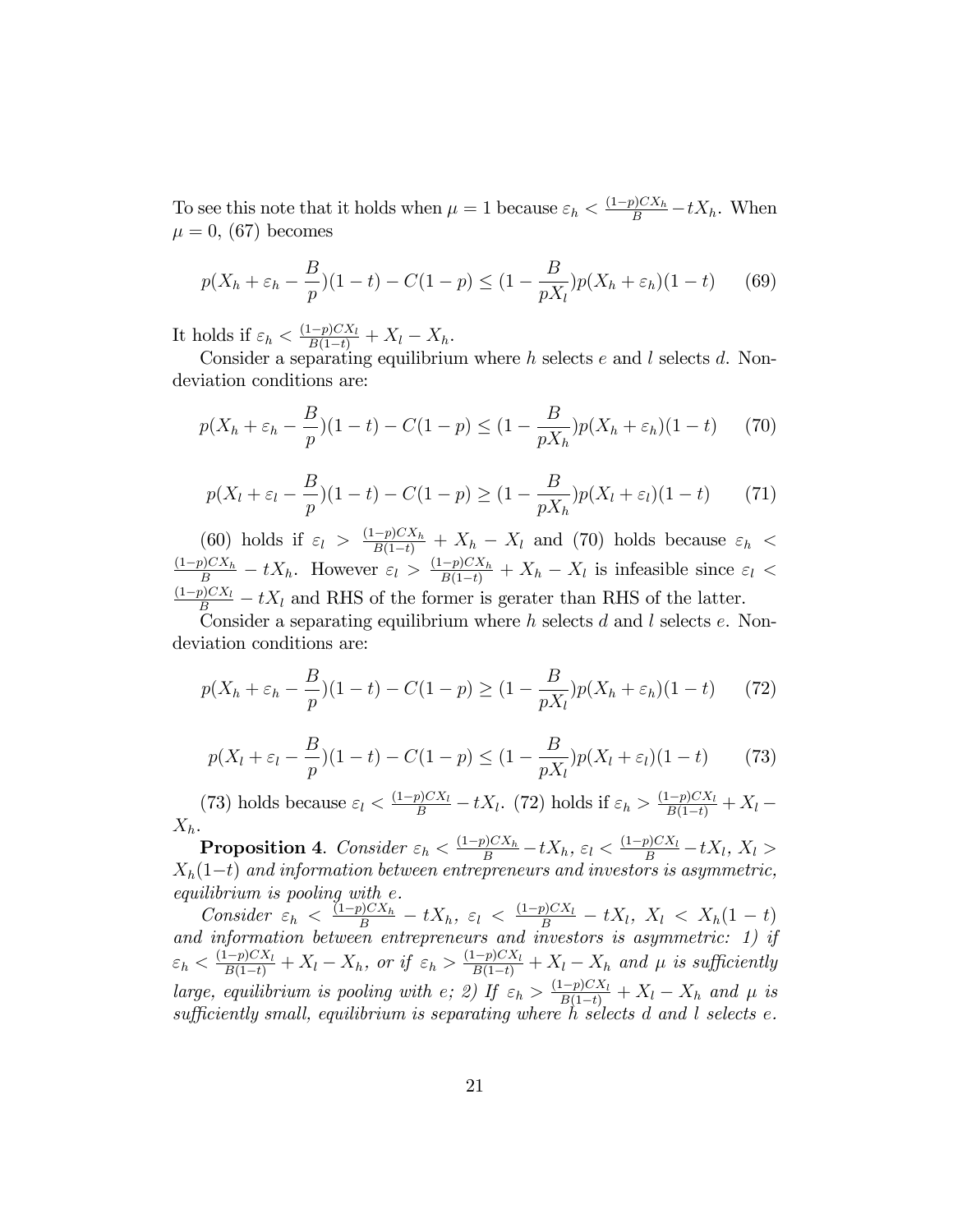To see this note that it holds when $\mu = 1$ because $\varepsilon_h < \frac{(1-p)CX_h}{B} - tX_h$. When $\mu = 0$, (67) becomes

$$p(X_h + \varepsilon_h - \frac{B}{p})(1-t) - C(1-p) \leq (1 - \frac{B}{pX_l})p(X_h + \varepsilon_h)(1-t) \tag{69}$$

It holds if $\varepsilon_h < \frac{(1-p)CX_l}{B(1-t)} + X_l - X_h$.

Consider a separating equilibrium where $h$ selects $e$ and $l$ selects $d$. Non-deviation conditions are:

$$p(X_h + \varepsilon_h - \frac{B}{p})(1-t) - C(1-p) \leq (1 - \frac{B}{pX_h})p(X_h + \varepsilon_h)(1-t) \tag{70}$$

$$p(X_l + \varepsilon_l - \frac{B}{p})(1-t) - C(1-p) \geq (1 - \frac{B}{pX_h})p(X_l + \varepsilon_l)(1-t) \tag{71}$$

(60) holds if $\varepsilon_l > \frac{(1-p)CX_h}{B(1-t)} + X_h - X_l$ and (70) holds because $\varepsilon_h < \frac{(1-p)CX_h}{B} - tX_h$. However $\varepsilon_l > \frac{(1-p)CX_h}{B(1-t)} + X_h - X_l$ is infeasible since $\varepsilon_l < \frac{(1-p)CX_l}{B} - tX_l$ and RHS of the former is gerater than RHS of the latter.

Consider a separating equilibrium where $h$ selects $d$ and $l$ selects $e$. Non-deviation conditions are:

$$p(X_h + \varepsilon_h - \frac{B}{p})(1-t) - C(1-p) \geq (1 - \frac{B}{pX_l})p(X_h + \varepsilon_h)(1-t) \tag{72}$$

$$p(X_l + \varepsilon_l - \frac{B}{p})(1-t) - C(1-p) \leq (1 - \frac{B}{pX_l})p(X_l + \varepsilon_l)(1-t) \tag{73}$$

(73) holds because $\varepsilon_l < \frac{(1-p)CX_l}{B} - tX_l$. (72) holds if $\varepsilon_h > \frac{(1-p)CX_l}{B(1-t)} + X_l - X_h$.

**Proposition 4**. *Consider $\varepsilon_h < \frac{(1-p)CX_h}{B} - tX_h$, $\varepsilon_l < \frac{(1-p)CX_l}{B} - tX_l$, $X_l > X_h(1-t)$ and information between entrepreneurs and investors is asymmetric, equilibrium is pooling with $e$.*

*Consider $\varepsilon_h < \frac{(1-p)CX_h}{B} - tX_h$, $\varepsilon_l < \frac{(1-p)CX_l}{B} - tX_l$, $X_l < X_h(1-t)$ and information between entrepreneurs and investors is asymmetric: 1) if $\varepsilon_h < \frac{(1-p)CX_l}{B(1-t)} + X_l - X_h$, or if $\varepsilon_h > \frac{(1-p)CX_l}{B(1-t)} + X_l - X_h$ and $\mu$ is sufficiently large, equilibrium is pooling with $e$; 2) If $\varepsilon_h > \frac{(1-p)CX_l}{B(1-t)} + X_l - X_h$ and $\mu$ is sufficiently small, equilibrium is separating where $h$ selects $d$ and $l$ selects $e$.*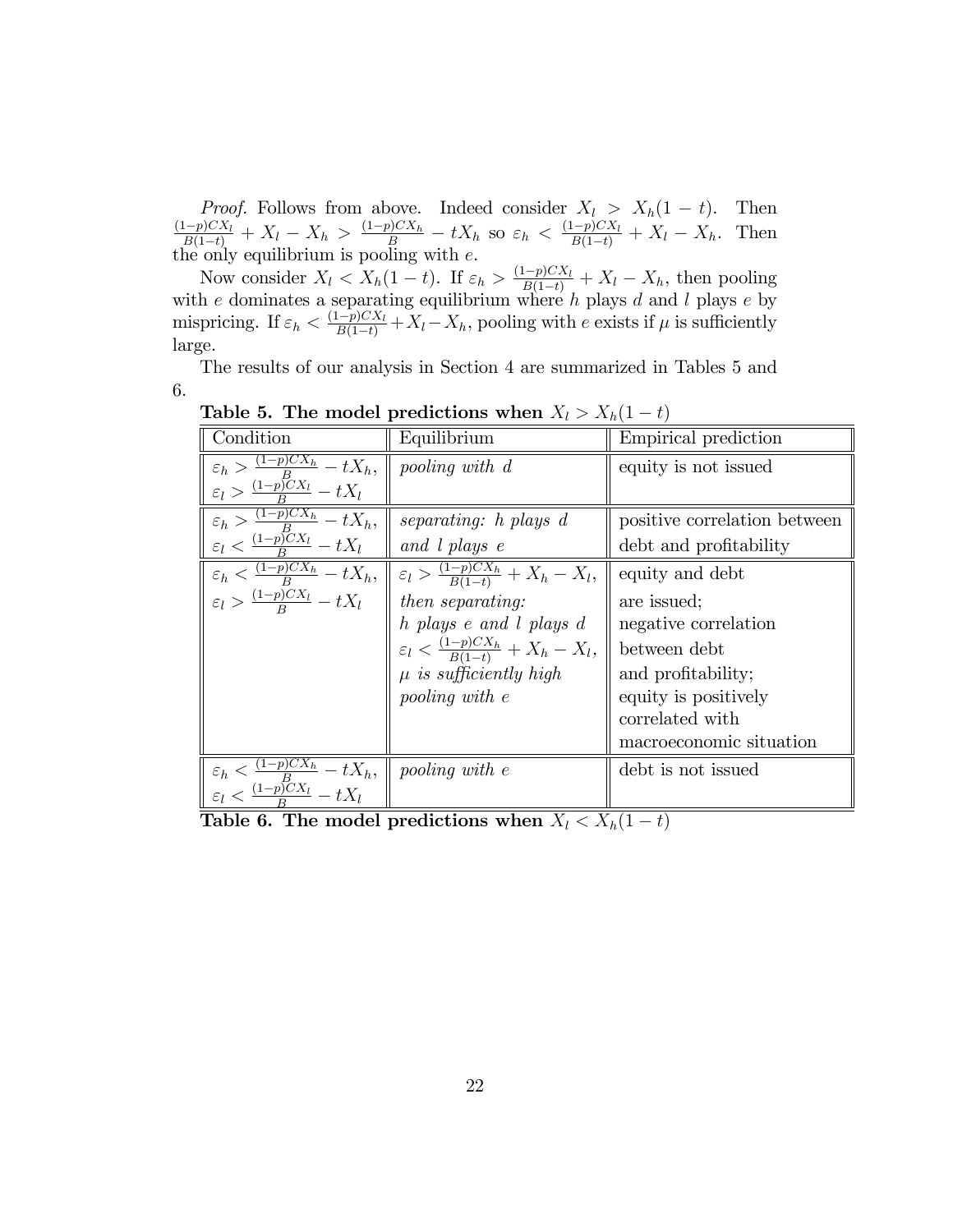*Proof.* Follows from above. Indeed consider $X_l > X_h(1-t)$. Then $\frac{(1-p)CX_l}{B(1-t)} + X_l - X_h > \frac{(1-p)CX_h}{B} - tX_h$ so $\varepsilon_h < \frac{(1-p)CX_l}{B(1-t)} + X_l - X_h$. Then the only equilibrium is pooling with $e$.

Now consider $X_l < X_h(1-t)$. If $\varepsilon_h > \frac{(1-p)CX_l}{B(1-t)} + X_l - X_h$, then pooling with $e$ dominates a separating equilibrium where $h$ plays $d$ and $l$ plays $e$ by mispricing. If $\varepsilon_h < \frac{(1-p)CX_l}{B(1-t)} + X_l - X_h$, pooling with $e$ exists if $\mu$ is sufficiently large.

The results of our analysis in Section 4 are summarized in Tables 5 and 6.

**Table 5. The model predictions when $X_l > X_h(1-t)$**

| Condition | Equilibrium | Empirical prediction |
|---|---|---|
| $\varepsilon_h > \frac{(1-p)CX_h}{B} - tX_h$, $\varepsilon_l > \frac{(1-p)CX_l}{B} - tX_l$ | *pooling with d* | equity is not issued |
| $\varepsilon_h > \frac{(1-p)CX_h}{B} - tX_h$, $\varepsilon_l < \frac{(1-p)CX_l}{B} - tX_l$ | *separating: h plays d and l plays e* | positive correlation between debt and profitability |
| $\varepsilon_h < \frac{(1-p)CX_h}{B} - tX_h$, $\varepsilon_l > \frac{(1-p)CX_l}{B} - tX_l$ | $\varepsilon_l > \frac{(1-p)CX_h}{B(1-t)} + X_h - X_l$, *then separating: h plays e and l plays d* $\varepsilon_l < \frac{(1-p)CX_h}{B(1-t)} + X_h - X_l$, *$\mu$ is sufficiently high pooling with e* | equity and debt are issued; negative correlation between debt and profitability; equity is positively correlated with macroeconomic situation |
| $\varepsilon_h < \frac{(1-p)CX_h}{B} - tX_h$, $\varepsilon_l < \frac{(1-p)CX_l}{B} - tX_l$ | *pooling with e* | debt is not issued |

**Table 6. The model predictions when $X_l < X_h(1-t)$**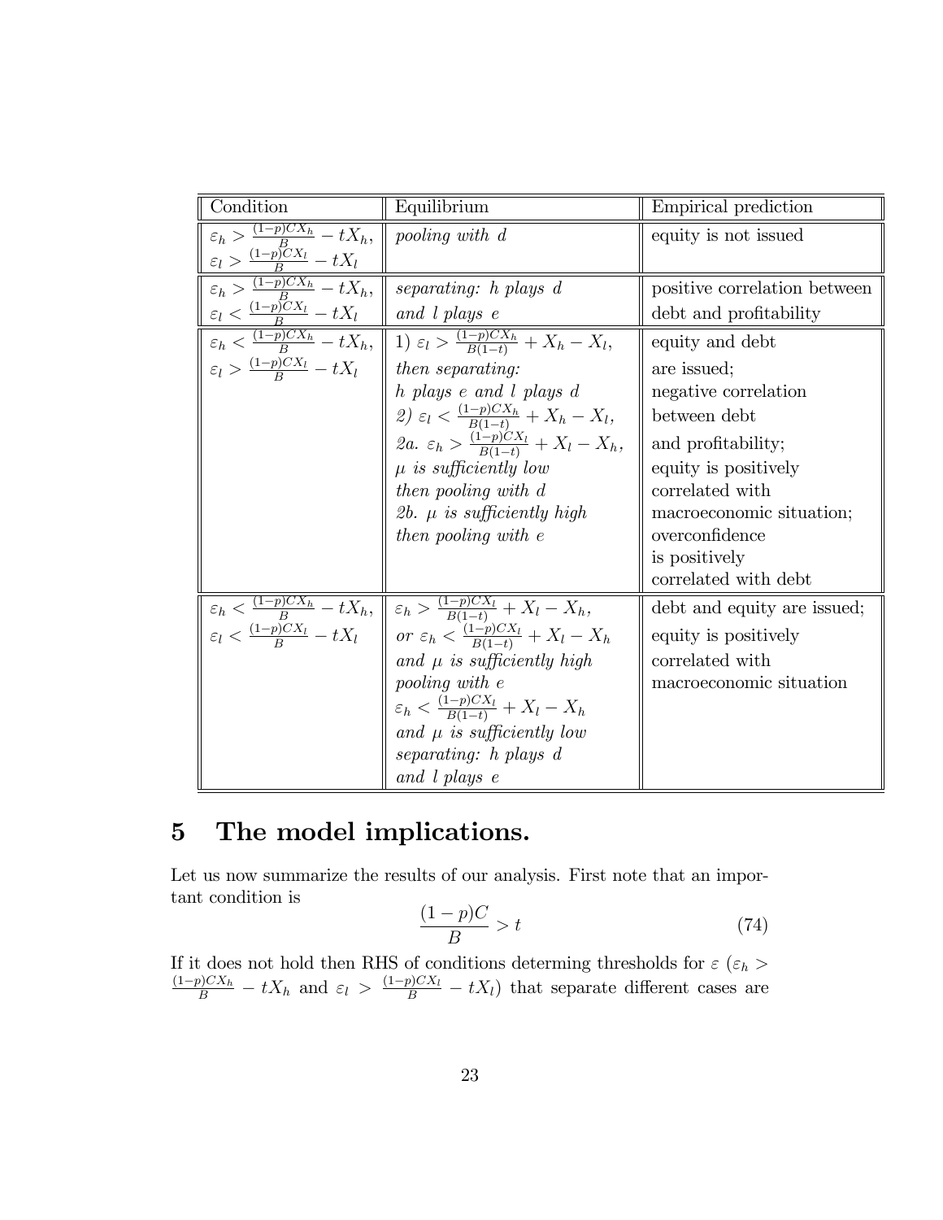| Condition | Equilibrium | Empirical prediction |
|---|---|---|
| $\varepsilon_h > \frac{(1-p)CX_h}{B} - tX_h$, $\varepsilon_l > \frac{(1-p)CX_l}{B} - tX_l$ | *pooling with d* | equity is not issued |
| $\varepsilon_h > \frac{(1-p)CX_h}{B} - tX_h$, $\varepsilon_l < \frac{(1-p)CX_l}{B} - tX_l$ | *separating: h plays d and l plays e* | positive correlation between debt and profitability |
| $\varepsilon_h < \frac{(1-p)CX_h}{B} - tX_h$, $\varepsilon_l > \frac{(1-p)CX_l}{B} - tX_l$ | *1)* $\varepsilon_l > \frac{(1-p)CX_h}{B(1-t)} + X_h - X_l$, *then separating: h plays e and l plays d* *2)* $\varepsilon_l < \frac{(1-p)CX_h}{B(1-t)} + X_h - X_l$, *2a.* $\varepsilon_h > \frac{(1-p)CX_l}{B(1-t)} + X_l - X_h$, $\mu$ *is sufficiently low then pooling with d* *2b.* $\mu$ *is sufficiently high then pooling with e* | equity and debt are issued; negative correlation between debt and profitability; equity is positively correlated with macroeconomic situation; overconfidence is positively correlated with debt |
| $\varepsilon_h < \frac{(1-p)CX_h}{B} - tX_h$, $\varepsilon_l < \frac{(1-p)CX_l}{B} - tX_l$ | $\varepsilon_h > \frac{(1-p)CX_l}{B(1-t)} + X_l - X_h$, *or* $\varepsilon_h < \frac{(1-p)CX_l}{B(1-t)} + X_l - X_h$ *and* $\mu$ *is sufficiently high pooling with e* $\varepsilon_h < \frac{(1-p)CX_l}{B(1-t)} + X_l - X_h$ *and* $\mu$ *is sufficiently low separating: h plays d and l plays e* | debt and equity are issued; equity is positively correlated with macroeconomic situation |

# 5 The model implications.

Let us now summarize the results of our analysis. First note that an important condition is

$$\frac{(1-p)C}{B} > t \tag{74}$$

If it does not hold then RHS of conditions determing thresholds for $\varepsilon$ ($\varepsilon_h > \frac{(1-p)CX_h}{B} - tX_h$ and $\varepsilon_l > \frac{(1-p)CX_l}{B} - tX_l$) that separate different cases are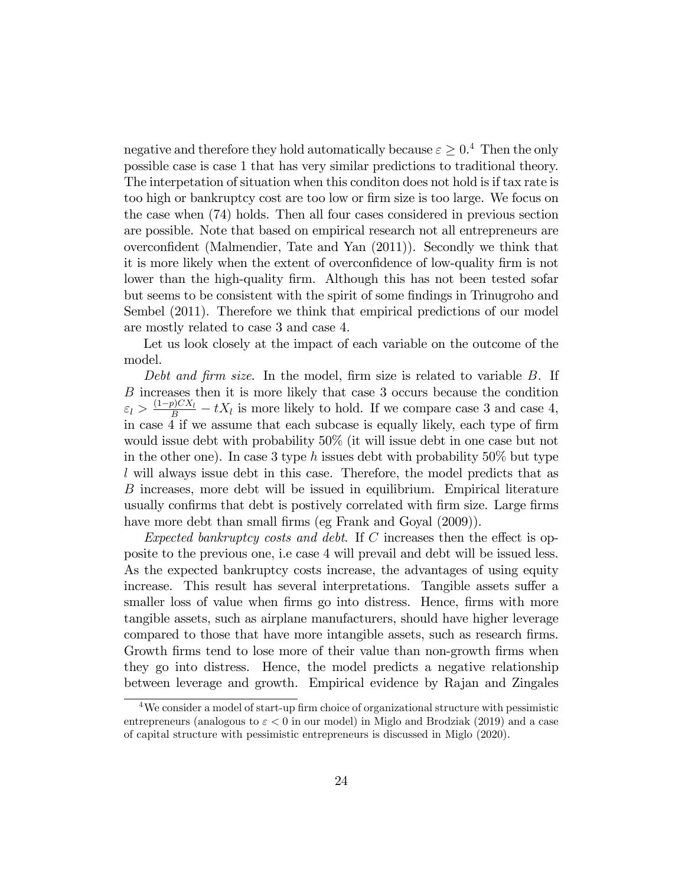negative and therefore they hold automatically because $\varepsilon \geq 0$.[4] Then the only possible case is case 1 that has very similar predictions to traditional theory. The interpetation of situation when this conditon does not hold is if tax rate is too high or bankruptcy cost are too low or firm size is too large. We focus on the case when (74) holds. Then all four cases considered in previous section are possible. Note that based on empirical research not all entrepreneurs are overconfident (Malmendier, Tate and Yan (2011)). Secondly we think that it is more likely when the extent of overconfidence of low-quality firm is not lower than the high-quality firm. Although this has not been tested sofar but seems to be consistent with the spirit of some findings in Trinugroho and Sembel (2011). Therefore we think that empirical predictions of our model are mostly related to case 3 and case 4.

Let us look closely at the impact of each variable on the outcome of the model.

*Debt and firm size*. In the model, firm size is related to variable $B$. If $B$ increases then it is more likely that case 3 occurs because the condition $\varepsilon_l > \frac{(1-p)CX_l}{B} - tX_l$ is more likely to hold. If we compare case 3 and case 4, in case 4 if we assume that each subcase is equally likely, each type of firm would issue debt with probability 50% (it will issue debt in one case but not in the other one). In case 3 type $h$ issues debt with probability 50% but type $l$ will always issue debt in this case. Therefore, the model predicts that as $B$ increases, more debt will be issued in equilibrium. Empirical literature usually confirms that debt is postively correlated with firm size. Large firms have more debt than small firms (eg Frank and Goyal (2009)).

*Expected bankruptcy costs and debt*. If $C$ increases then the effect is opposite to the previous one, i.e case 4 will prevail and debt will be issued less. As the expected bankruptcy costs increase, the advantages of using equity increase. This result has several interpretations. Tangible assets suffer a smaller loss of value when firms go into distress. Hence, firms with more tangible assets, such as airplane manufacturers, should have higher leverage compared to those that have more intangible assets, such as research firms. Growth firms tend to lose more of their value than non-growth firms when they go into distress. Hence, the model predicts a negative relationship between leverage and growth. Empirical evidence by Rajan and Zingales

[4] We consider a model of start-up firm choice of organizational structure with pessimistic entrepreneurs (analogous to $\varepsilon < 0$ in our model) in Miglo and Brodziak (2019) and a case of capital structure with pessimistic entrepreneurs is discussed in Miglo (2020).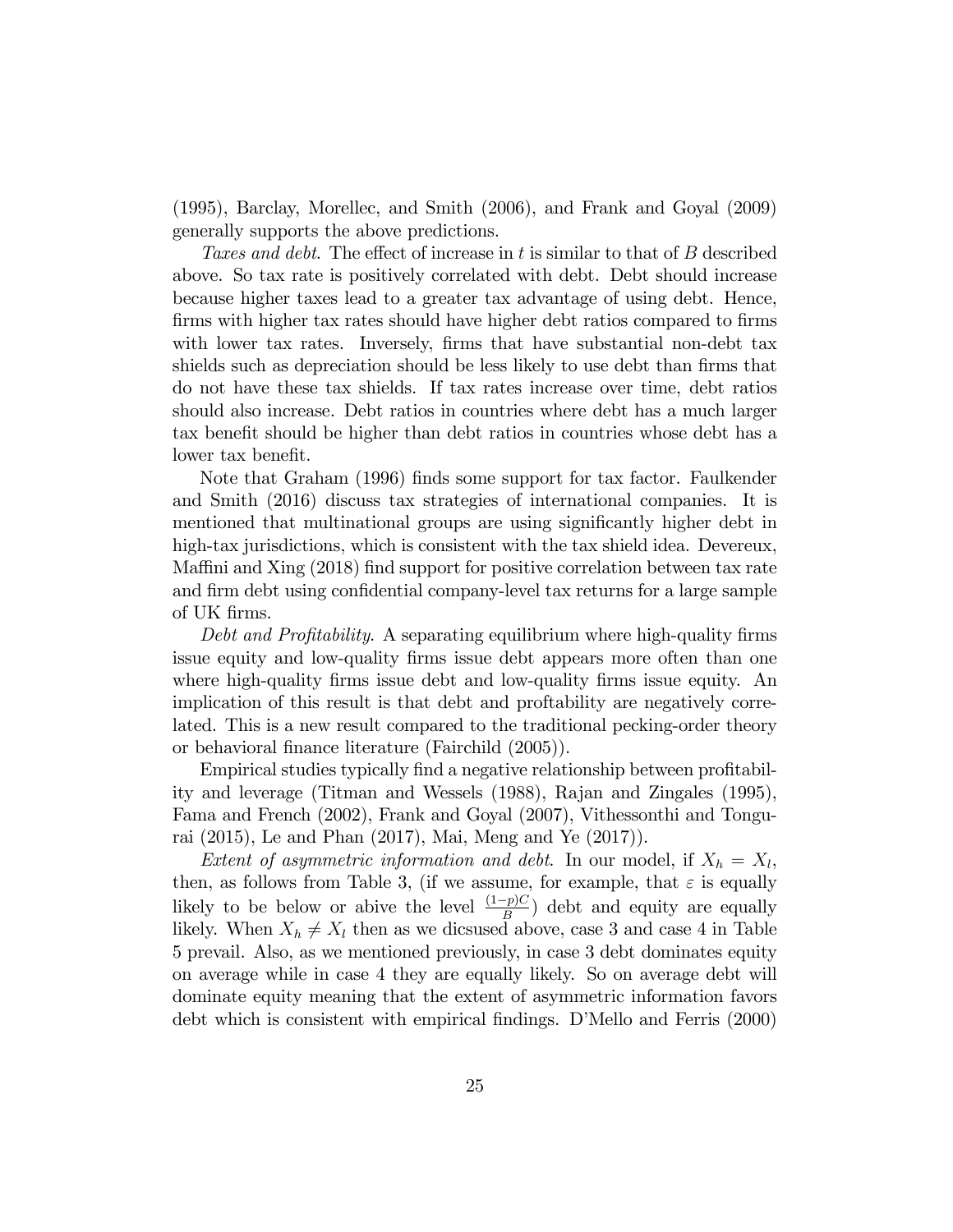(1995), Barclay, Morellec, and Smith (2006), and Frank and Goyal (2009) generally supports the above predictions.

*Taxes and debt*. The effect of increase in $t$ is similar to that of $B$ described above. So tax rate is positively correlated with debt. Debt should increase because higher taxes lead to a greater tax advantage of using debt. Hence, firms with higher tax rates should have higher debt ratios compared to firms with lower tax rates. Inversely, firms that have substantial non-debt tax shields such as depreciation should be less likely to use debt than firms that do not have these tax shields. If tax rates increase over time, debt ratios should also increase. Debt ratios in countries where debt has a much larger tax benefit should be higher than debt ratios in countries whose debt has a lower tax benefit.

Note that Graham (1996) finds some support for tax factor. Faulkender and Smith (2016) discuss tax strategies of international companies. It is mentioned that multinational groups are using significantly higher debt in high-tax jurisdictions, which is consistent with the tax shield idea. Devereux, Maffini and Xing (2018) find support for positive correlation between tax rate and firm debt using confidential company-level tax returns for a large sample of UK firms.

*Debt and Profitability*. A separating equilibrium where high-quality firms issue equity and low-quality firms issue debt appears more often than one where high-quality firms issue debt and low-quality firms issue equity. An implication of this result is that debt and proftability are negatively correlated. This is a new result compared to the traditional pecking-order theory or behavioral finance literature (Fairchild (2005)).

Empirical studies typically find a negative relationship between profitability and leverage (Titman and Wessels (1988), Rajan and Zingales (1995), Fama and French (2002), Frank and Goyal (2007), Vithessonthi and Tongurai (2015), Le and Phan (2017), Mai, Meng and Ye (2017)).

*Extent of asymmetric information and debt*. In our model, if $X_h = X_l$, then, as follows from Table 3, (if we assume, for example, that $\varepsilon$ is equally likely to be below or abive the level $\frac{(1-p)C}{B}$) debt and equity are equally likely. When $X_h \neq X_l$ then as we dicsused above, case 3 and case 4 in Table 5 prevail. Also, as we mentioned previously, in case 3 debt dominates equity on average while in case 4 they are equally likely. So on average debt will dominate equity meaning that the extent of asymmetric information favors debt which is consistent with empirical findings. D'Mello and Ferris (2000)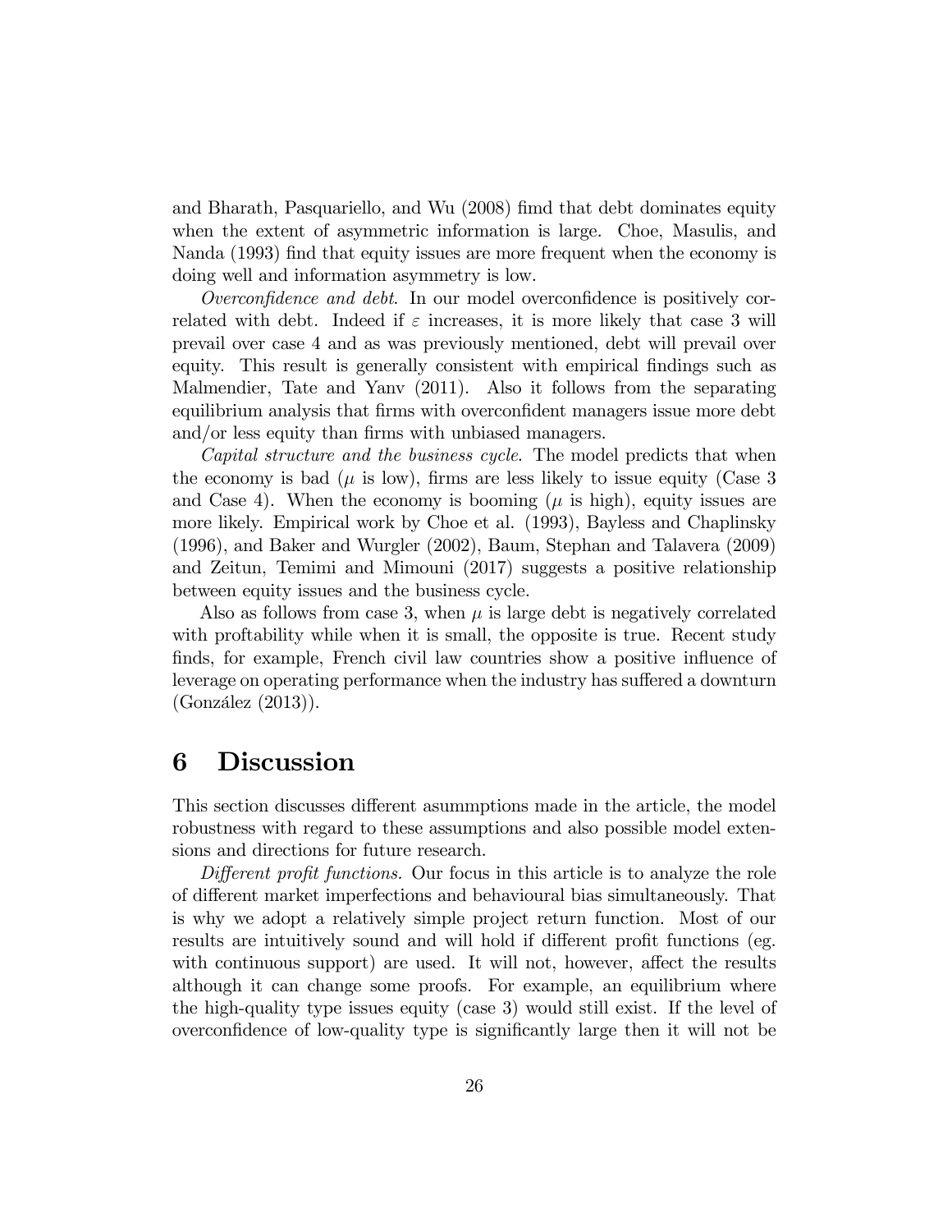and Bharath, Pasquariello, and Wu (2008) fimd that debt dominates equity when the extent of asymmetric information is large. Choe, Masulis, and Nanda (1993) find that equity issues are more frequent when the economy is doing well and information asymmetry is low.

*Overconfidence and debt*. In our model overconfidence is positively correlated with debt. Indeed if $\varepsilon$ increases, it is more likely that case 3 will prevail over case 4 and as was previously mentioned, debt will prevail over equity. This result is generally consistent with empirical findings such as Malmendier, Tate and Yanv (2011). Also it follows from the separating equilibrium analysis that firms with overconfident managers issue more debt and/or less equity than firms with unbiased managers.

*Capital structure and the business cycle*. The model predicts that when the economy is bad ($\mu$ is low), firms are less likely to issue equity (Case 3 and Case 4). When the economy is booming ($\mu$ is high), equity issues are more likely. Empirical work by Choe et al. (1993), Bayless and Chaplinsky (1996), and Baker and Wurgler (2002), Baum, Stephan and Talavera (2009) and Zeitun, Temimi and Mimouni (2017) suggests a positive relationship between equity issues and the business cycle.

Also as follows from case 3, when $\mu$ is large debt is negatively correlated with proftability while when it is small, the opposite is true. Recent study finds, for example, French civil law countries show a positive influence of leverage on operating performance when the industry has suffered a downturn (González (2013)).

# 6 Discussion

This section discusses different asummptions made in the article, the model robustness with regard to these assumptions and also possible model extensions and directions for future research.

*Different profit functions.* Our focus in this article is to analyze the role of different market imperfections and behavioural bias simultaneously. That is why we adopt a relatively simple project return function. Most of our results are intuitively sound and will hold if different profit functions (eg. with continuous support) are used. It will not, however, affect the results although it can change some proofs. For example, an equilibrium where the high-quality type issues equity (case 3) would still exist. If the level of overconfidence of low-quality type is significantly large then it will not be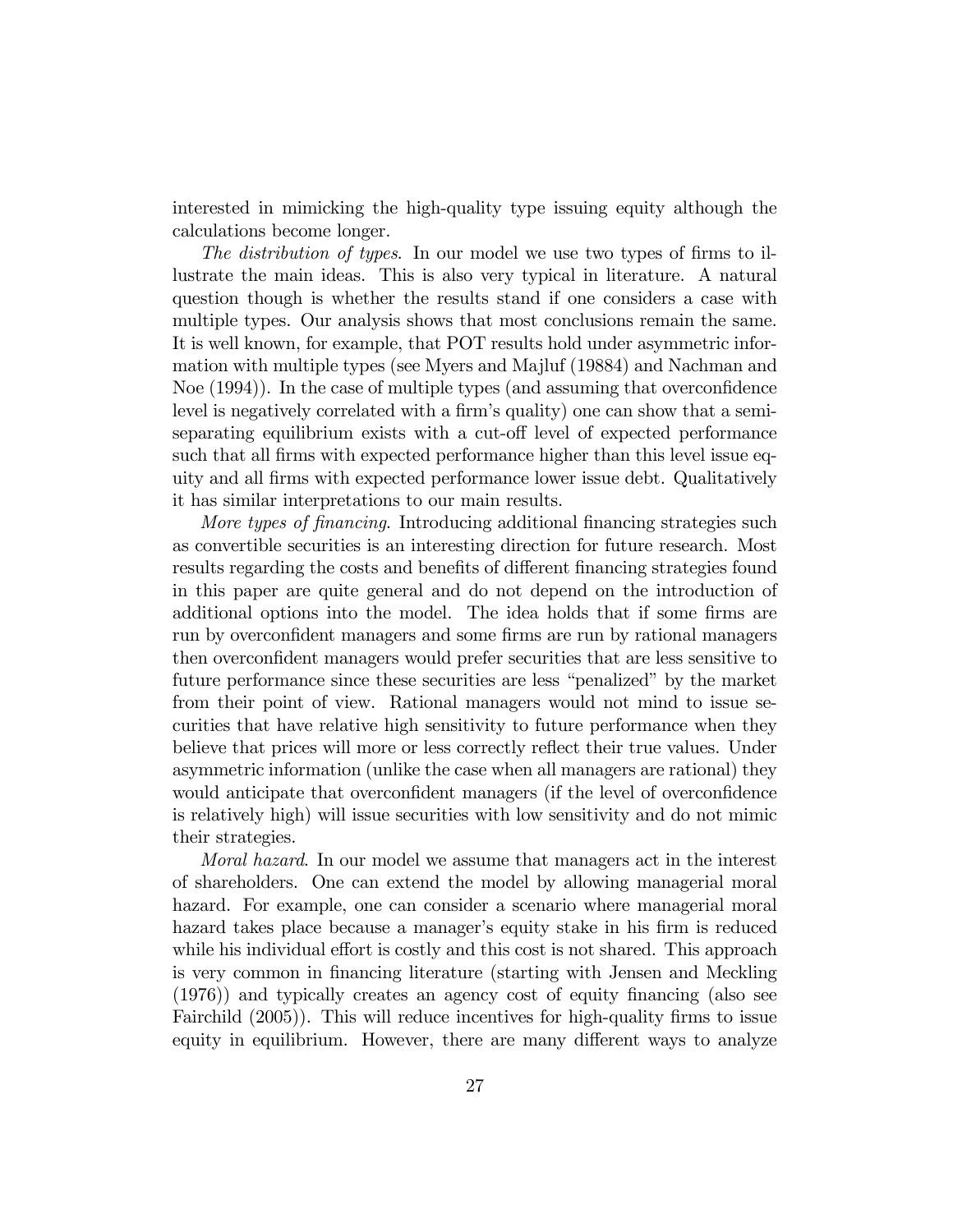interested in mimicking the high-quality type issuing equity although the calculations become longer.

*The distribution of types*. In our model we use two types of firms to illustrate the main ideas. This is also very typical in literature. A natural question though is whether the results stand if one considers a case with multiple types. Our analysis shows that most conclusions remain the same. It is well known, for example, that POT results hold under asymmetric information with multiple types (see Myers and Majluf (19884) and Nachman and Noe (1994)). In the case of multiple types (and assuming that overconfidence level is negatively correlated with a firm's quality) one can show that a semi-separating equilibrium exists with a cut-off level of expected performance such that all firms with expected performance higher than this level issue equity and all firms with expected performance lower issue debt. Qualitatively it has similar interpretations to our main results.

*More types of financing*. Introducing additional financing strategies such as convertible securities is an interesting direction for future research. Most results regarding the costs and benefits of different financing strategies found in this paper are quite general and do not depend on the introduction of additional options into the model. The idea holds that if some firms are run by overconfident managers and some firms are run by rational managers then overconfident managers would prefer securities that are less sensitive to future performance since these securities are less "penalized" by the market from their point of view. Rational managers would not mind to issue securities that have relative high sensitivity to future performance when they believe that prices will more or less correctly reflect their true values. Under asymmetric information (unlike the case when all managers are rational) they would anticipate that overconfident managers (if the level of overconfidence is relatively high) will issue securities with low sensitivity and do not mimic their strategies.

*Moral hazard*. In our model we assume that managers act in the interest of shareholders. One can extend the model by allowing managerial moral hazard. For example, one can consider a scenario where managerial moral hazard takes place because a manager's equity stake in his firm is reduced while his individual effort is costly and this cost is not shared. This approach is very common in financing literature (starting with Jensen and Meckling (1976)) and typically creates an agency cost of equity financing (also see Fairchild (2005)). This will reduce incentives for high-quality firms to issue equity in equilibrium. However, there are many different ways to analyze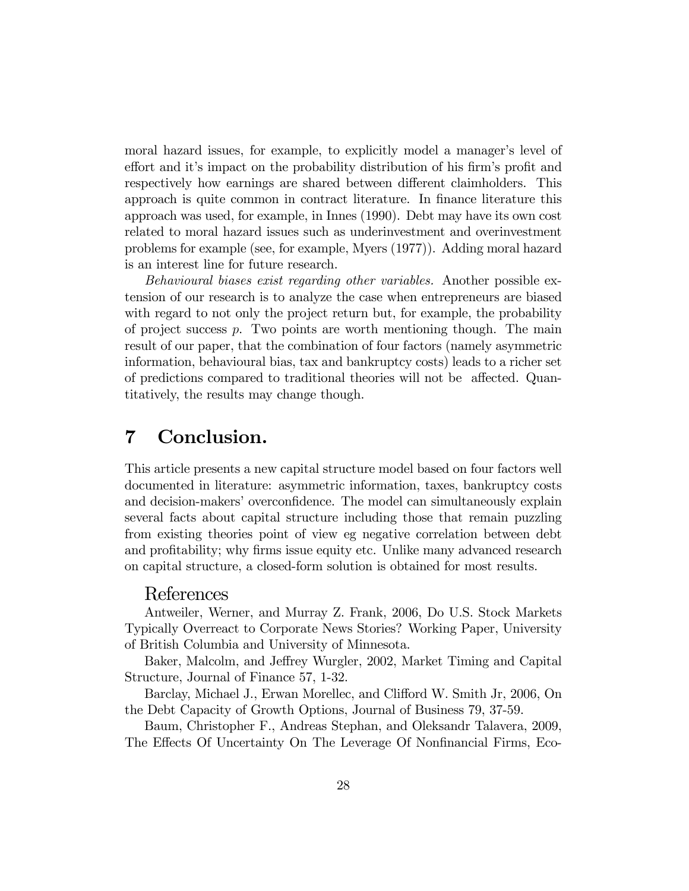moral hazard issues, for example, to explicitly model a manager's level of effort and it's impact on the probability distribution of his firm's profit and respectively how earnings are shared between different claimholders. This approach is quite common in contract literature. In finance literature this approach was used, for example, in Innes (1990). Debt may have its own cost related to moral hazard issues such as underinvestment and overinvestment problems for example (see, for example, Myers (1977)). Adding moral hazard is an interest line for future research.

*Behavioural biases exist regarding other variables.* Another possible extension of our research is to analyze the case when entrepreneurs are biased with regard to not only the project return but, for example, the probability of project success $p$. Two points are worth mentioning though. The main result of our paper, that the combination of four factors (namely asymmetric information, behavioural bias, tax and bankruptcy costs) leads to a richer set of predictions compared to traditional theories will not be affected. Quantitatively, the results may change though.

# 7 Conclusion.

This article presents a new capital structure model based on four factors well documented in literature: asymmetric information, taxes, bankruptcy costs and decision-makers' overconfidence. The model can simultaneously explain several facts about capital structure including those that remain puzzling from existing theories point of view eg negative correlation between debt and profitability; why firms issue equity etc. Unlike many advanced research on capital structure, a closed-form solution is obtained for most results.

## References

Antweiler, Werner, and Murray Z. Frank, 2006, Do U.S. Stock Markets Typically Overreact to Corporate News Stories? Working Paper, University of British Columbia and University of Minnesota.

Baker, Malcolm, and Jeffrey Wurgler, 2002, Market Timing and Capital Structure, Journal of Finance 57, 1-32.

Barclay, Michael J., Erwan Morellec, and Clifford W. Smith Jr, 2006, On the Debt Capacity of Growth Options, Journal of Business 79, 37-59.

Baum, Christopher F., Andreas Stephan, and Oleksandr Talavera, 2009, The Effects Of Uncertainty On The Leverage Of Nonfinancial Firms, Eco-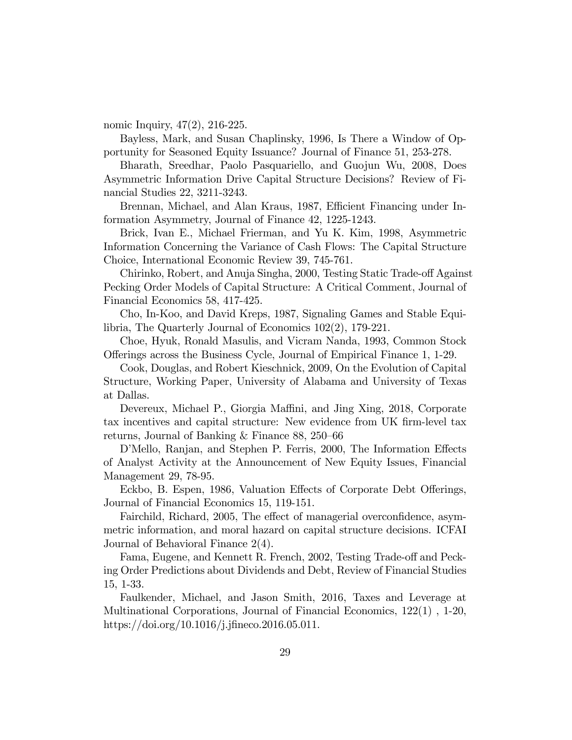nomic Inquiry, 47(2), 216-225.

Bayless, Mark, and Susan Chaplinsky, 1996, Is There a Window of Opportunity for Seasoned Equity Issuance? Journal of Finance 51, 253-278.

Bharath, Sreedhar, Paolo Pasquariello, and Guojun Wu, 2008, Does Asymmetric Information Drive Capital Structure Decisions? Review of Financial Studies 22, 3211-3243.

Brennan, Michael, and Alan Kraus, 1987, Efficient Financing under Information Asymmetry, Journal of Finance 42, 1225-1243.

Brick, Ivan E., Michael Frierman, and Yu K. Kim, 1998, Asymmetric Information Concerning the Variance of Cash Flows: The Capital Structure Choice, International Economic Review 39, 745-761.

Chirinko, Robert, and Anuja Singha, 2000, Testing Static Trade-off Against Pecking Order Models of Capital Structure: A Critical Comment, Journal of Financial Economics 58, 417-425.

Cho, In-Koo, and David Kreps, 1987, Signaling Games and Stable Equilibria, The Quarterly Journal of Economics 102(2), 179-221.

Choe, Hyuk, Ronald Masulis, and Vicram Nanda, 1993, Common Stock Offerings across the Business Cycle, Journal of Empirical Finance 1, 1-29.

Cook, Douglas, and Robert Kieschnick, 2009, On the Evolution of Capital Structure, Working Paper, University of Alabama and University of Texas at Dallas.

Devereux, Michael P., Giorgia Maffini, and Jing Xing, 2018, Corporate tax incentives and capital structure: New evidence from UK firm-level tax returns, Journal of Banking & Finance 88, 250–66

D'Mello, Ranjan, and Stephen P. Ferris, 2000, The Information Effects of Analyst Activity at the Announcement of New Equity Issues, Financial Management 29, 78-95.

Eckbo, B. Espen, 1986, Valuation Effects of Corporate Debt Offerings, Journal of Financial Economics 15, 119-151.

Fairchild, Richard, 2005, The effect of managerial overconfidence, asymmetric information, and moral hazard on capital structure decisions. ICFAI Journal of Behavioral Finance 2(4).

Fama, Eugene, and Kennett R. French, 2002, Testing Trade-off and Pecking Order Predictions about Dividends and Debt, Review of Financial Studies 15, 1-33.

Faulkender, Michael, and Jason Smith, 2016, Taxes and Leverage at Multinational Corporations, Journal of Financial Economics, 122(1) , 1-20, https://doi.org/10.1016/j.jfineco.2016.05.011.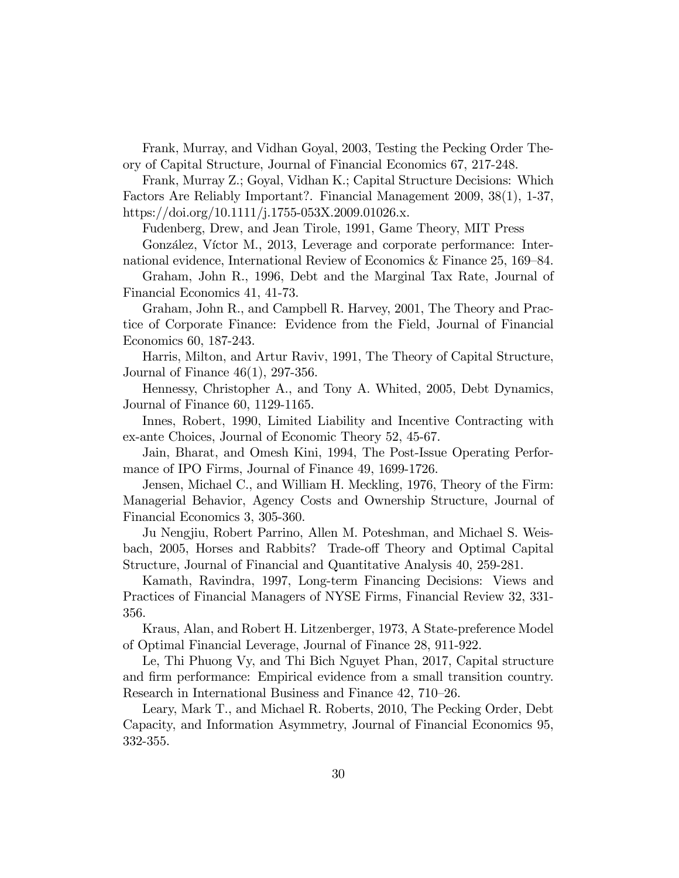Frank, Murray, and Vidhan Goyal, 2003, Testing the Pecking Order Theory of Capital Structure, Journal of Financial Economics 67, 217-248.

Frank, Murray Z.; Goyal, Vidhan K.; Capital Structure Decisions: Which Factors Are Reliably Important?. Financial Management 2009, 38(1), 1-37, https://doi.org/10.1111/j.1755-053X.2009.01026.x.

Fudenberg, Drew, and Jean Tirole, 1991, Game Theory, MIT Press

González, Víctor M., 2013, Leverage and corporate performance: International evidence, International Review of Economics & Finance 25, 169–84.

Graham, John R., 1996, Debt and the Marginal Tax Rate, Journal of Financial Economics 41, 41-73.

Graham, John R., and Campbell R. Harvey, 2001, The Theory and Practice of Corporate Finance: Evidence from the Field, Journal of Financial Economics 60, 187-243.

Harris, Milton, and Artur Raviv, 1991, The Theory of Capital Structure, Journal of Finance 46(1), 297-356.

Hennessy, Christopher A., and Tony A. Whited, 2005, Debt Dynamics, Journal of Finance 60, 1129-1165.

Innes, Robert, 1990, Limited Liability and Incentive Contracting with ex-ante Choices, Journal of Economic Theory 52, 45-67.

Jain, Bharat, and Omesh Kini, 1994, The Post-Issue Operating Performance of IPO Firms, Journal of Finance 49, 1699-1726.

Jensen, Michael C., and William H. Meckling, 1976, Theory of the Firm: Managerial Behavior, Agency Costs and Ownership Structure, Journal of Financial Economics 3, 305-360.

Ju Nengjiu, Robert Parrino, Allen M. Poteshman, and Michael S. Weisbach, 2005, Horses and Rabbits? Trade-off Theory and Optimal Capital Structure, Journal of Financial and Quantitative Analysis 40, 259-281.

Kamath, Ravindra, 1997, Long-term Financing Decisions: Views and Practices of Financial Managers of NYSE Firms, Financial Review 32, 331-356.

Kraus, Alan, and Robert H. Litzenberger, 1973, A State-preference Model of Optimal Financial Leverage, Journal of Finance 28, 911-922.

Le, Thi Phuong Vy, and Thi Bich Nguyet Phan, 2017, Capital structure and firm performance: Empirical evidence from a small transition country. Research in International Business and Finance 42, 710–26.

Leary, Mark T., and Michael R. Roberts, 2010, The Pecking Order, Debt Capacity, and Information Asymmetry, Journal of Financial Economics 95, 332-355.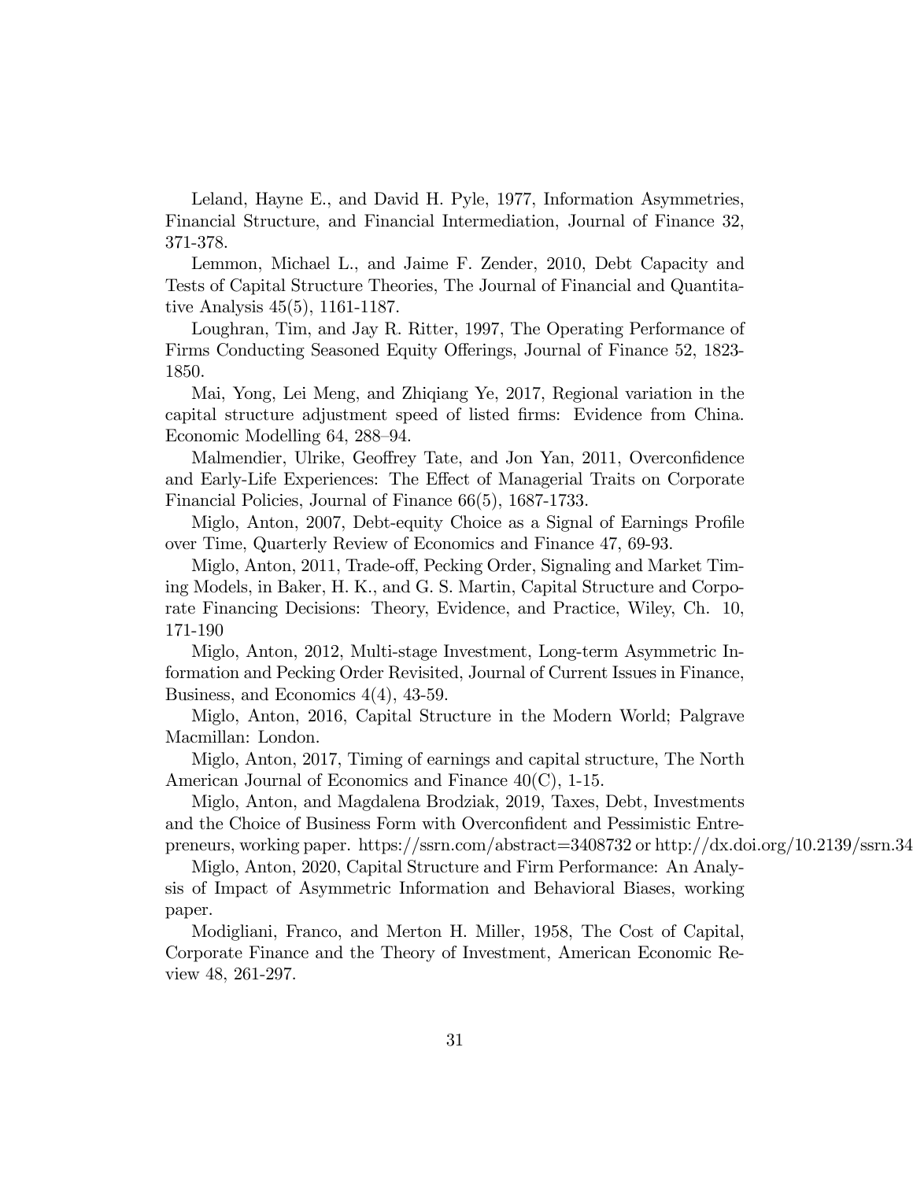Leland, Hayne E., and David H. Pyle, 1977, Information Asymmetries, Financial Structure, and Financial Intermediation, Journal of Finance 32, 371-378.

Lemmon, Michael L., and Jaime F. Zender, 2010, Debt Capacity and Tests of Capital Structure Theories, The Journal of Financial and Quantitative Analysis 45(5), 1161-1187.

Loughran, Tim, and Jay R. Ritter, 1997, The Operating Performance of Firms Conducting Seasoned Equity Offerings, Journal of Finance 52, 1823-1850.

Mai, Yong, Lei Meng, and Zhiqiang Ye, 2017, Regional variation in the capital structure adjustment speed of listed firms: Evidence from China. Economic Modelling 64, 288–94.

Malmendier, Ulrike, Geoffrey Tate, and Jon Yan, 2011, Overconfidence and Early-Life Experiences: The Effect of Managerial Traits on Corporate Financial Policies, Journal of Finance 66(5), 1687-1733.

Miglo, Anton, 2007, Debt-equity Choice as a Signal of Earnings Profile over Time, Quarterly Review of Economics and Finance 47, 69-93.

Miglo, Anton, 2011, Trade-off, Pecking Order, Signaling and Market Timing Models, in Baker, H. K., and G. S. Martin, Capital Structure and Corporate Financing Decisions: Theory, Evidence, and Practice, Wiley, Ch. 10, 171-190

Miglo, Anton, 2012, Multi-stage Investment, Long-term Asymmetric Information and Pecking Order Revisited, Journal of Current Issues in Finance, Business, and Economics 4(4), 43-59.

Miglo, Anton, 2016, Capital Structure in the Modern World; Palgrave Macmillan: London.

Miglo, Anton, 2017, Timing of earnings and capital structure, The North American Journal of Economics and Finance 40(C), 1-15.

Miglo, Anton, and Magdalena Brodziak, 2019, Taxes, Debt, Investments and the Choice of Business Form with Overconfident and Pessimistic Entrepreneurs, working paper. https://ssrn.com/abstract=3408732 or http://dx.doi.org/10.2139/ssrn.34

Miglo, Anton, 2020, Capital Structure and Firm Performance: An Analysis of Impact of Asymmetric Information and Behavioral Biases, working paper.

Modigliani, Franco, and Merton H. Miller, 1958, The Cost of Capital, Corporate Finance and the Theory of Investment, American Economic Review 48, 261-297.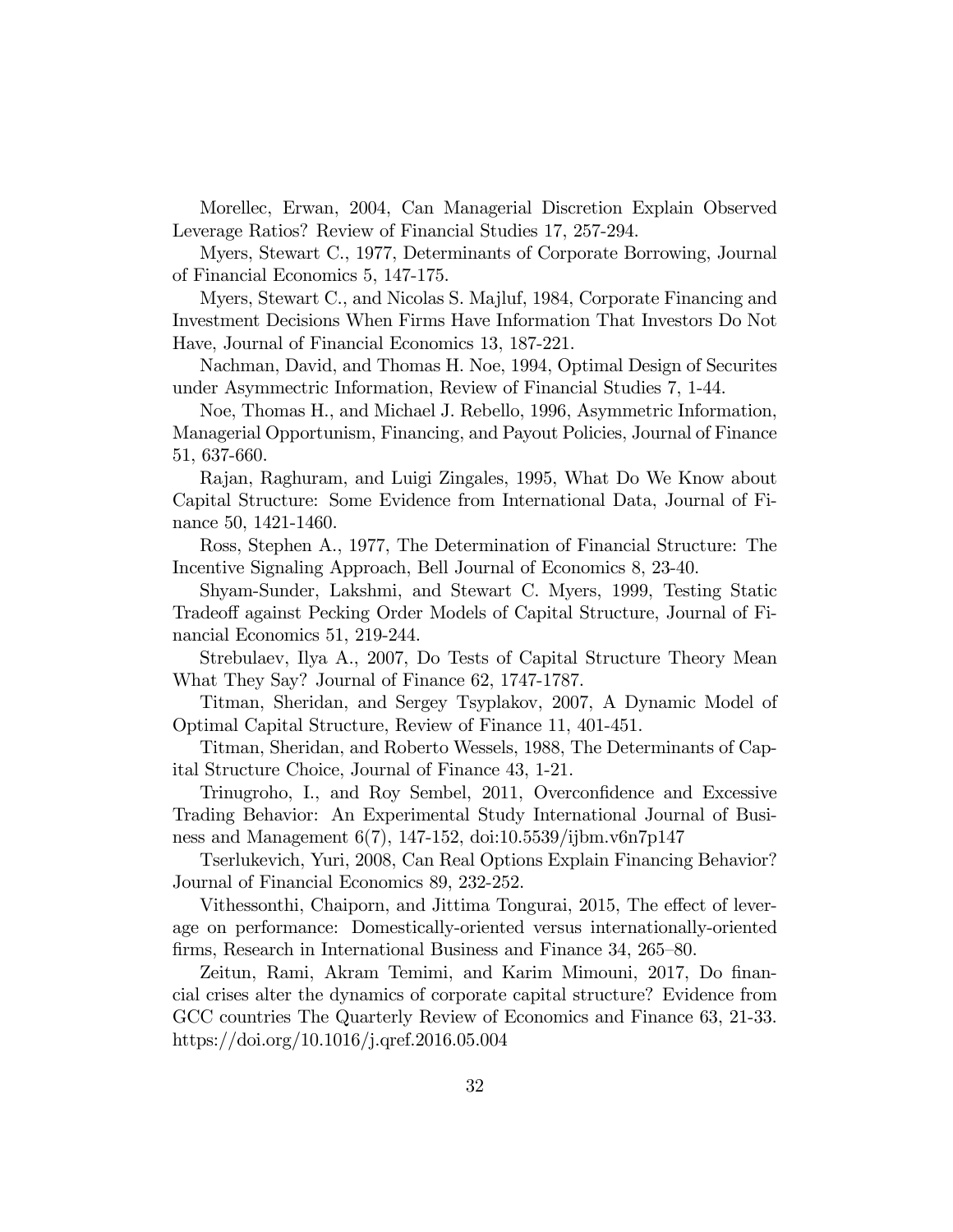Morellec, Erwan, 2004, Can Managerial Discretion Explain Observed Leverage Ratios? Review of Financial Studies 17, 257-294.

Myers, Stewart C., 1977, Determinants of Corporate Borrowing, Journal of Financial Economics 5, 147-175.

Myers, Stewart C., and Nicolas S. Majluf, 1984, Corporate Financing and Investment Decisions When Firms Have Information That Investors Do Not Have, Journal of Financial Economics 13, 187-221.

Nachman, David, and Thomas H. Noe, 1994, Optimal Design of Securites under Asymmectric Information, Review of Financial Studies 7, 1-44.

Noe, Thomas H., and Michael J. Rebello, 1996, Asymmetric Information, Managerial Opportunism, Financing, and Payout Policies, Journal of Finance 51, 637-660.

Rajan, Raghuram, and Luigi Zingales, 1995, What Do We Know about Capital Structure: Some Evidence from International Data, Journal of Finance 50, 1421-1460.

Ross, Stephen A., 1977, The Determination of Financial Structure: The Incentive Signaling Approach, Bell Journal of Economics 8, 23-40.

Shyam-Sunder, Lakshmi, and Stewart C. Myers, 1999, Testing Static Tradeoff against Pecking Order Models of Capital Structure, Journal of Financial Economics 51, 219-244.

Strebulaev, Ilya A., 2007, Do Tests of Capital Structure Theory Mean What They Say? Journal of Finance 62, 1747-1787.

Titman, Sheridan, and Sergey Tsyplakov, 2007, A Dynamic Model of Optimal Capital Structure, Review of Finance 11, 401-451.

Titman, Sheridan, and Roberto Wessels, 1988, The Determinants of Capital Structure Choice, Journal of Finance 43, 1-21.

Trinugroho, I., and Roy Sembel, 2011, Overconfidence and Excessive Trading Behavior: An Experimental Study International Journal of Business and Management 6(7), 147-152, doi:10.5539/ijbm.v6n7p147

Tserlukevich, Yuri, 2008, Can Real Options Explain Financing Behavior? Journal of Financial Economics 89, 232-252.

Vithessonthi, Chaiporn, and Jittima Tongurai, 2015, The effect of leverage on performance: Domestically-oriented versus internationally-oriented firms, Research in International Business and Finance 34, 265–80.

Zeitun, Rami, Akram Temimi, and Karim Mimouni, 2017, Do financial crises alter the dynamics of corporate capital structure? Evidence from GCC countries The Quarterly Review of Economics and Finance 63, 21-33. https://doi.org/10.1016/j.qref.2016.05.004